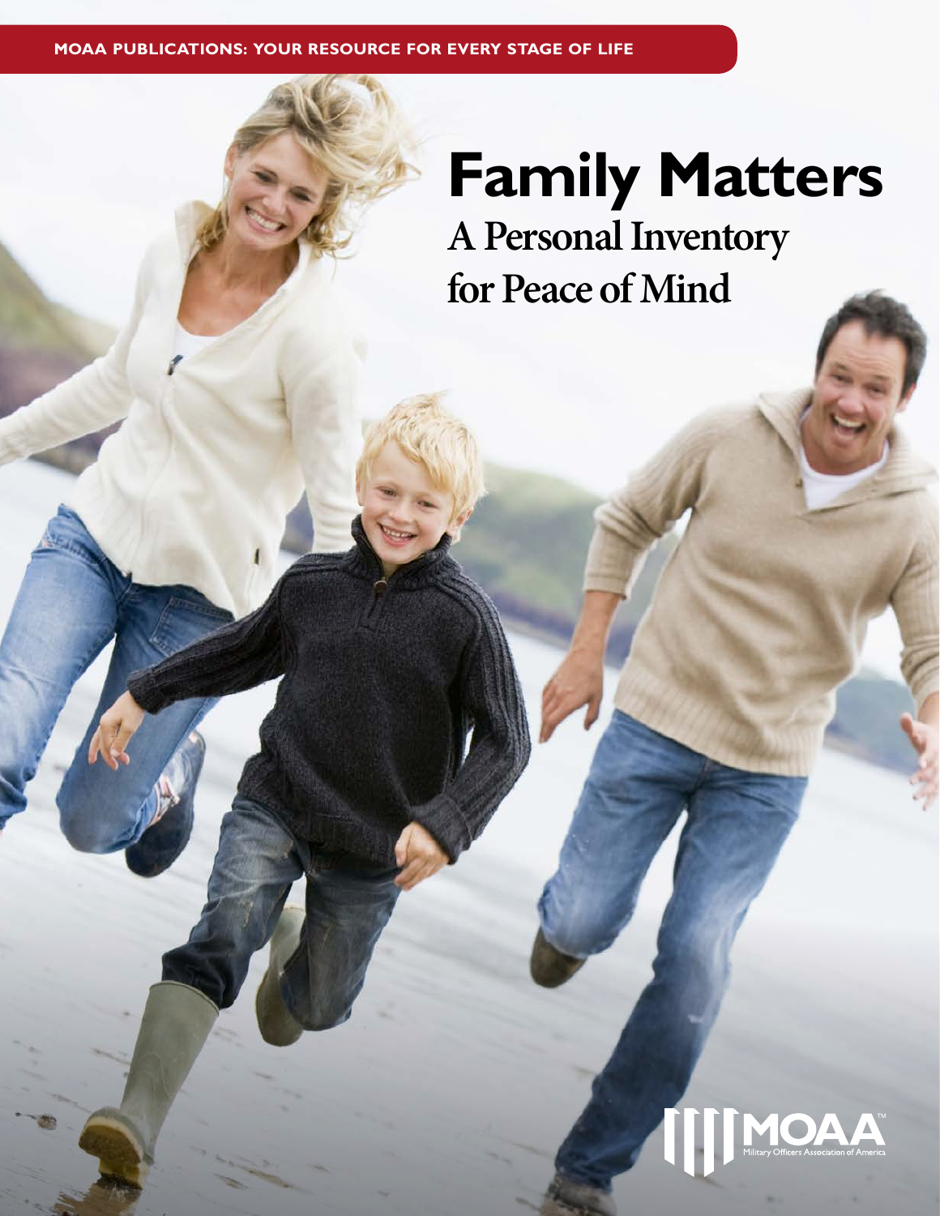MOAA PUBLICATIONS: YOUR RESOURCE FOR EVERY STAGE OF LIFE

# Family Matters

## A Personal Inventory for Peace of Mind

MOAA™
Military Officers Association of America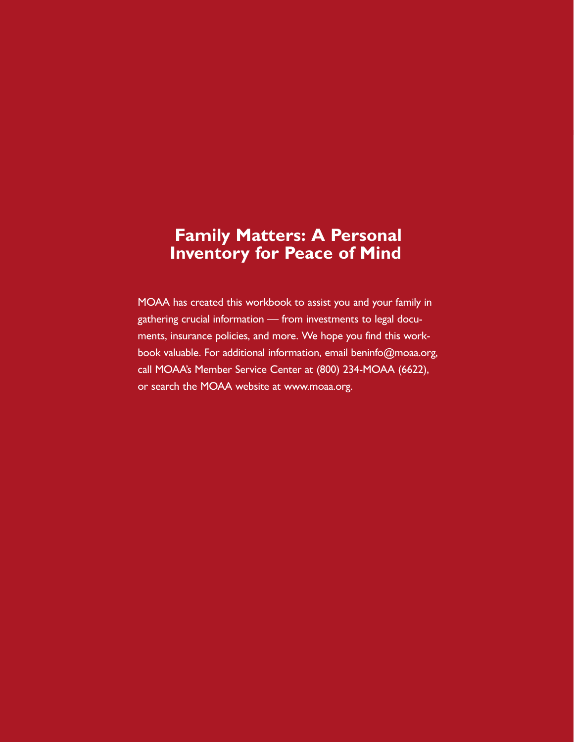# Family Matters: A Personal Inventory for Peace of Mind

MOAA has created this workbook to assist you and your family in gathering crucial information — from investments to legal documents, insurance policies, and more. We hope you find this workbook valuable. For additional information, email beninfo@moaa.org, call MOAA's Member Service Center at (800) 234-MOAA (6622), or search the MOAA website at www.moaa.org.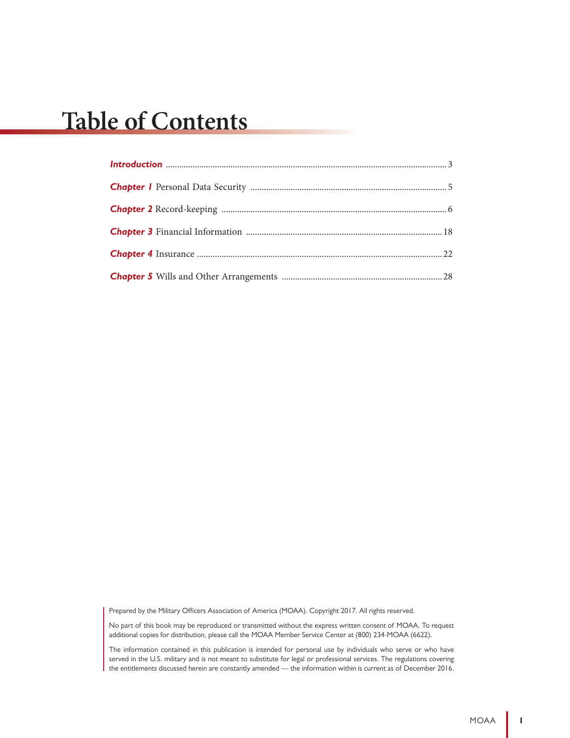# Table of Contents

| | |
|---|---|
| ***Introduction*** | 3 |
| ***Chapter 1*** Personal Data Security | 5 |
| ***Chapter 2*** Record-keeping | 6 |
| ***Chapter 3*** Financial Information | 18 |
| ***Chapter 4*** Insurance | 22 |
| ***Chapter 5*** Wills and Other Arrangements | 28 |

Prepared by the Military Officers Association of America (MOAA). Copyright 2017. All rights reserved.

No part of this book may be reproduced or transmitted without the express written consent of MOAA. To request additional copies for distribution, please call the MOAA Member Service Center at (800) 234-MOAA (6622).

The information contained in this publication is intended for personal use by individuals who serve or who have served in the U.S. military and is not meant to substitute for legal or professional services. The regulations covering the entitlements discussed herein are constantly amended — the information within is current as of December 2016.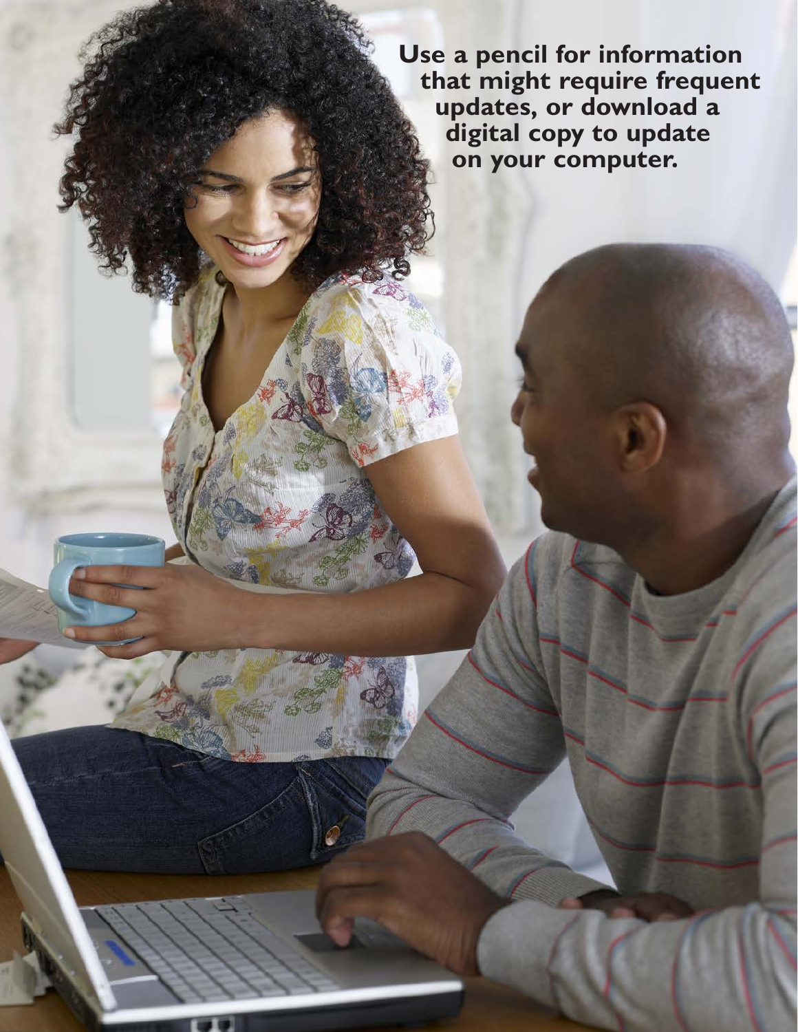**Use a pencil for information that might require frequent updates, or download a digital copy to update on your computer.**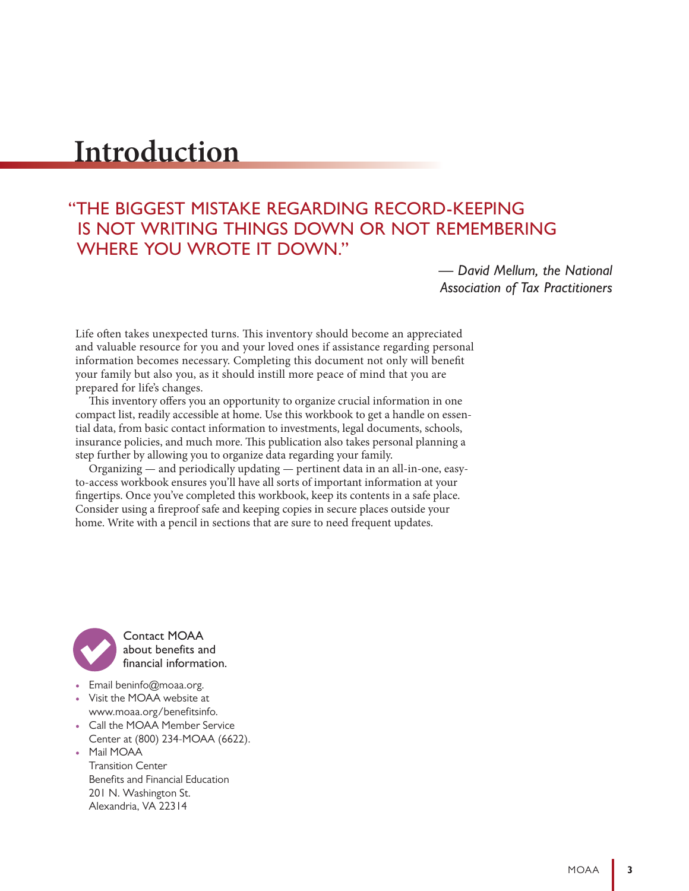# Introduction

"THE BIGGEST MISTAKE REGARDING RECORD-KEEPING IS NOT WRITING THINGS DOWN OR NOT REMEMBERING WHERE YOU WROTE IT DOWN."

*— David Mellum, the National Association of Tax Practitioners*

Life often takes unexpected turns. This inventory should become an appreciated and valuable resource for you and your loved ones if assistance regarding personal information becomes necessary. Completing this document not only will benefit your family but also you, as it should instill more peace of mind that you are prepared for life's changes.

This inventory offers you an opportunity to organize crucial information in one compact list, readily accessible at home. Use this workbook to get a handle on essential data, from basic contact information to investments, legal documents, schools, insurance policies, and much more. This publication also takes personal planning a step further by allowing you to organize data regarding your family.

Organizing — and periodically updating — pertinent data in an all-in-one, easy-to-access workbook ensures you'll have all sorts of important information at your fingertips. Once you've completed this workbook, keep its contents in a safe place. Consider using a fireproof safe and keeping copies in secure places outside your home. Write with a pencil in sections that are sure to need frequent updates.

Contact MOAA about benefits and financial information.

- Email beninfo@moaa.org.
- Visit the MOAA website at www.moaa.org/benefitsinfo.
- Call the MOAA Member Service Center at (800) 234-MOAA (6622).
- Mail MOAA
  Transition Center
  Benefits and Financial Education
  201 N. Washington St.
  Alexandria, VA 22314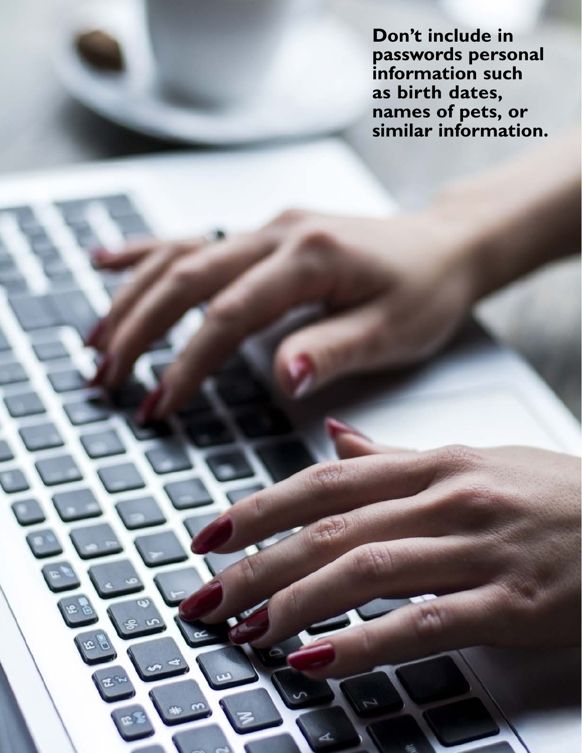**Don't include in passwords personal information such as birth dates, names of pets, or similar information.**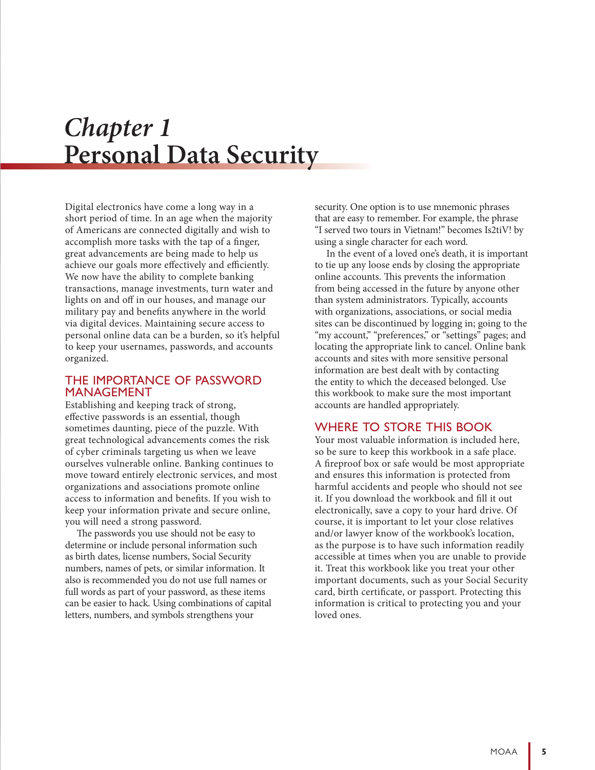# *Chapter 1*
# Personal Data Security

Digital electronics have come a long way in a short period of time. In an age when the majority of Americans are connected digitally and wish to accomplish more tasks with the tap of a finger, great advancements are being made to help us achieve our goals more effectively and efficiently. We now have the ability to complete banking transactions, manage investments, turn water and lights on and off in our houses, and manage our military pay and benefits anywhere in the world via digital devices. Maintaining secure access to personal online data can be a burden, so it's helpful to keep your usernames, passwords, and accounts organized.

## THE IMPORTANCE OF PASSWORD MANAGEMENT

Establishing and keeping track of strong, effective passwords is an essential, though sometimes daunting, piece of the puzzle. With great technological advancements comes the risk of cyber criminals targeting us when we leave ourselves vulnerable online. Banking continues to move toward entirely electronic services, and most organizations and associations promote online access to information and benefits. If you wish to keep your information private and secure online, you will need a strong password.

The passwords you use should not be easy to determine or include personal information such as birth dates, license numbers, Social Security numbers, names of pets, or similar information. It also is recommended you do not use full names or full words as part of your password, as these items can be easier to hack. Using combinations of capital letters, numbers, and symbols strengthens your security. One option is to use mnemonic phrases that are easy to remember. For example, the phrase "I served two tours in Vietnam!" becomes Is2tiV! by using a single character for each word.

In the event of a loved one's death, it is important to tie up any loose ends by closing the appropriate online accounts. This prevents the information from being accessed in the future by anyone other than system administrators. Typically, accounts with organizations, associations, or social media sites can be discontinued by logging in; going to the "my account," "preferences," or "settings" pages; and locating the appropriate link to cancel. Online bank accounts and sites with more sensitive personal information are best dealt with by contacting the entity to which the deceased belonged. Use this workbook to make sure the most important accounts are handled appropriately.

## WHERE TO STORE THIS BOOK

Your most valuable information is included here, so be sure to keep this workbook in a safe place. A fireproof box or safe would be most appropriate and ensures this information is protected from harmful accidents and people who should not see it. If you download the workbook and fill it out electronically, save a copy to your hard drive. Of course, it is important to let your close relatives and/or lawyer know of the workbook's location, as the purpose is to have such information readily accessible at times when you are unable to provide it. Treat this workbook like you treat your other important documents, such as your Social Security card, birth certificate, or passport. Protecting this information is critical to protecting you and your loved ones.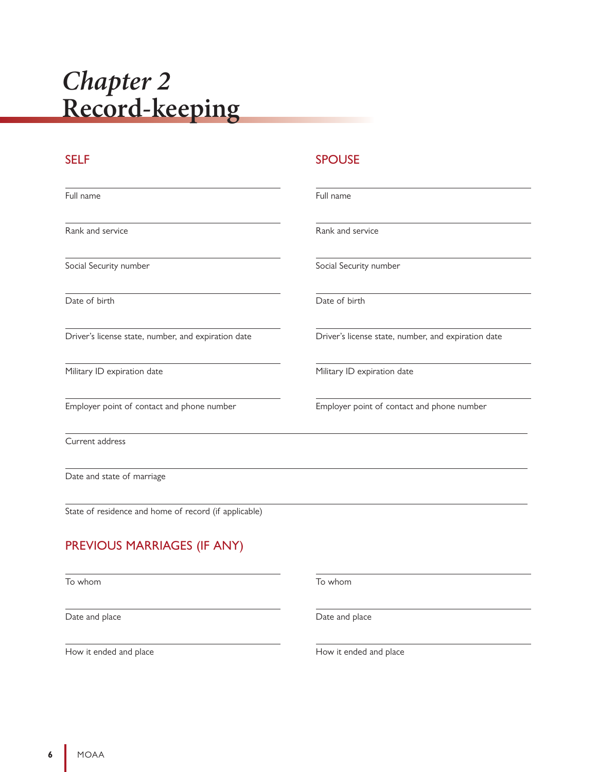# *Chapter 2*
# Record-keeping

## SELF

Full name

Rank and service

Social Security number

Date of birth

Driver's license state, number, and expiration date

Military ID expiration date

Employer point of contact and phone number

## SPOUSE

Full name

Rank and service

Social Security number

Date of birth

Driver's license state, number, and expiration date

Military ID expiration date

Employer point of contact and phone number

---

Current address

Date and state of marriage

State of residence and home of record (if applicable)

## PREVIOUS MARRIAGES (IF ANY)

To whom

Date and place

How it ended and place

To whom

Date and place

How it ended and place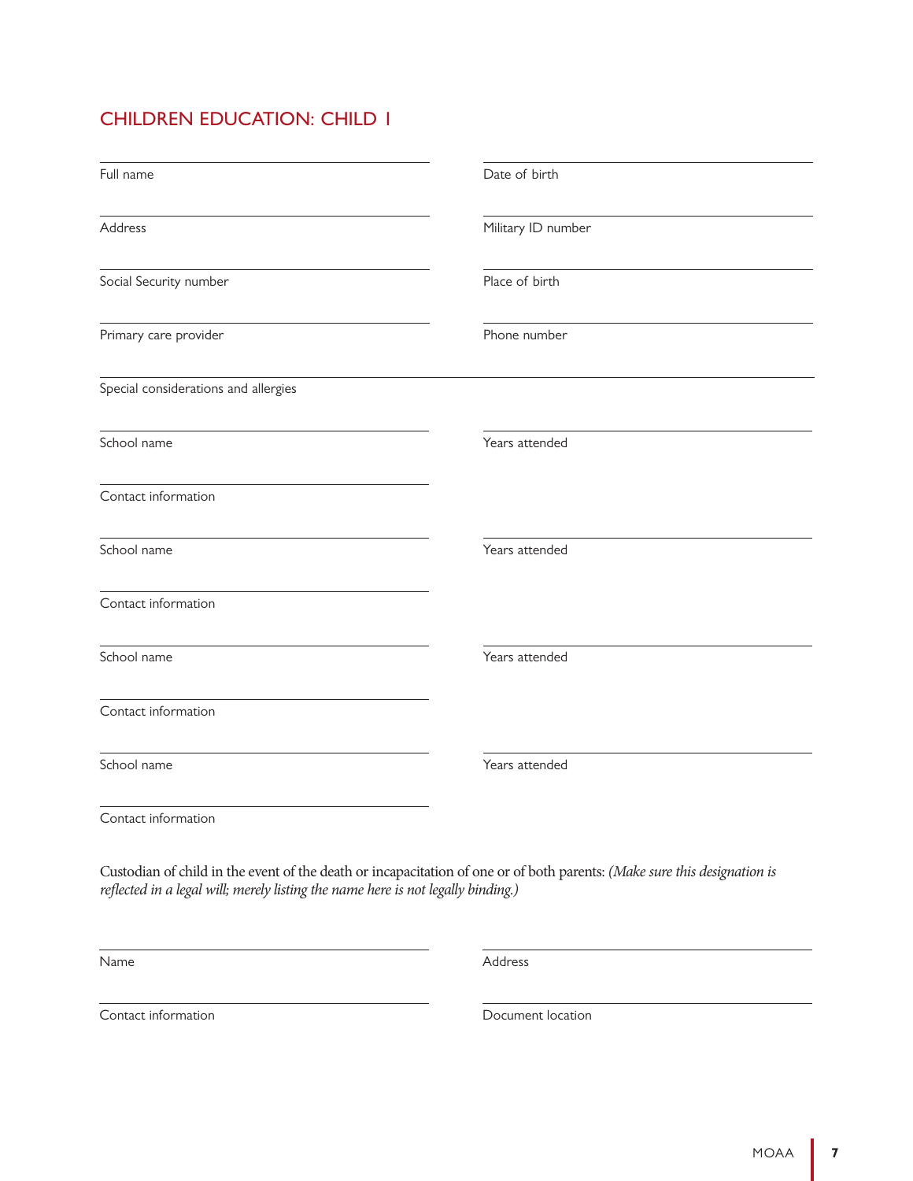## CHILDREN EDUCATION: CHILD 1

Full name

Date of birth

Address

Military ID number

Social Security number

Place of birth

Primary care provider

Phone number

Special considerations and allergies

School name

Years attended

Contact information

School name

Years attended

Contact information

School name

Years attended

Contact information

School name

Years attended

Contact information

Custodian of child in the event of the death or incapacitation of one or of both parents: *(Make sure this designation is reflected in a legal will; merely listing the name here is not legally binding.)*

Name

Address

Contact information

Document location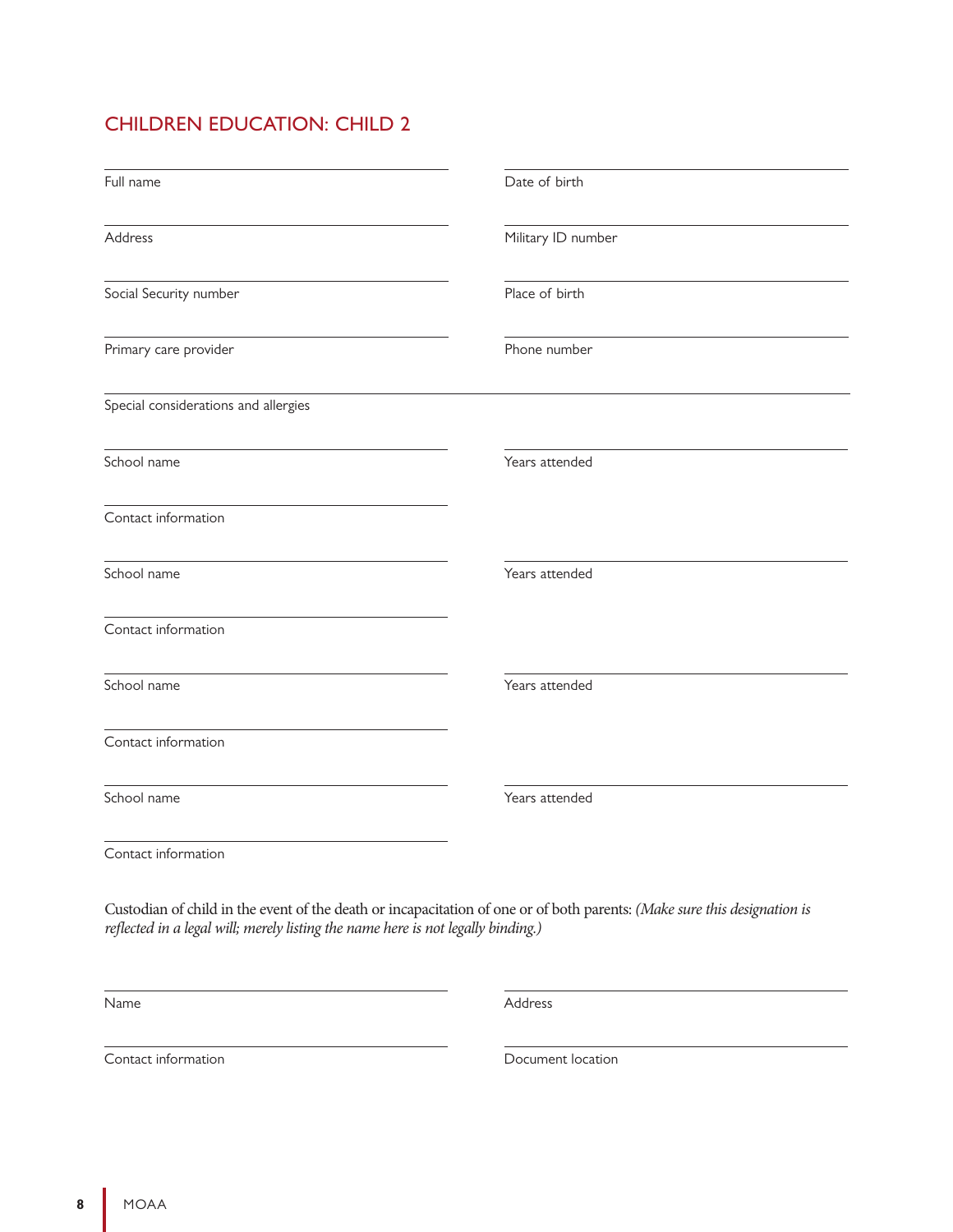## CHILDREN EDUCATION: CHILD 2

Full name

Date of birth

Address

Military ID number

Social Security number

Place of birth

Primary care provider

Phone number

Special considerations and allergies

School name

Years attended

Contact information

School name

Years attended

Contact information

School name

Years attended

Contact information

School name

Years attended

Contact information

Custodian of child in the event of the death or incapacitation of one or of both parents: *(Make sure this designation is reflected in a legal will; merely listing the name here is not legally binding.)*

Name

Address

Contact information

Document location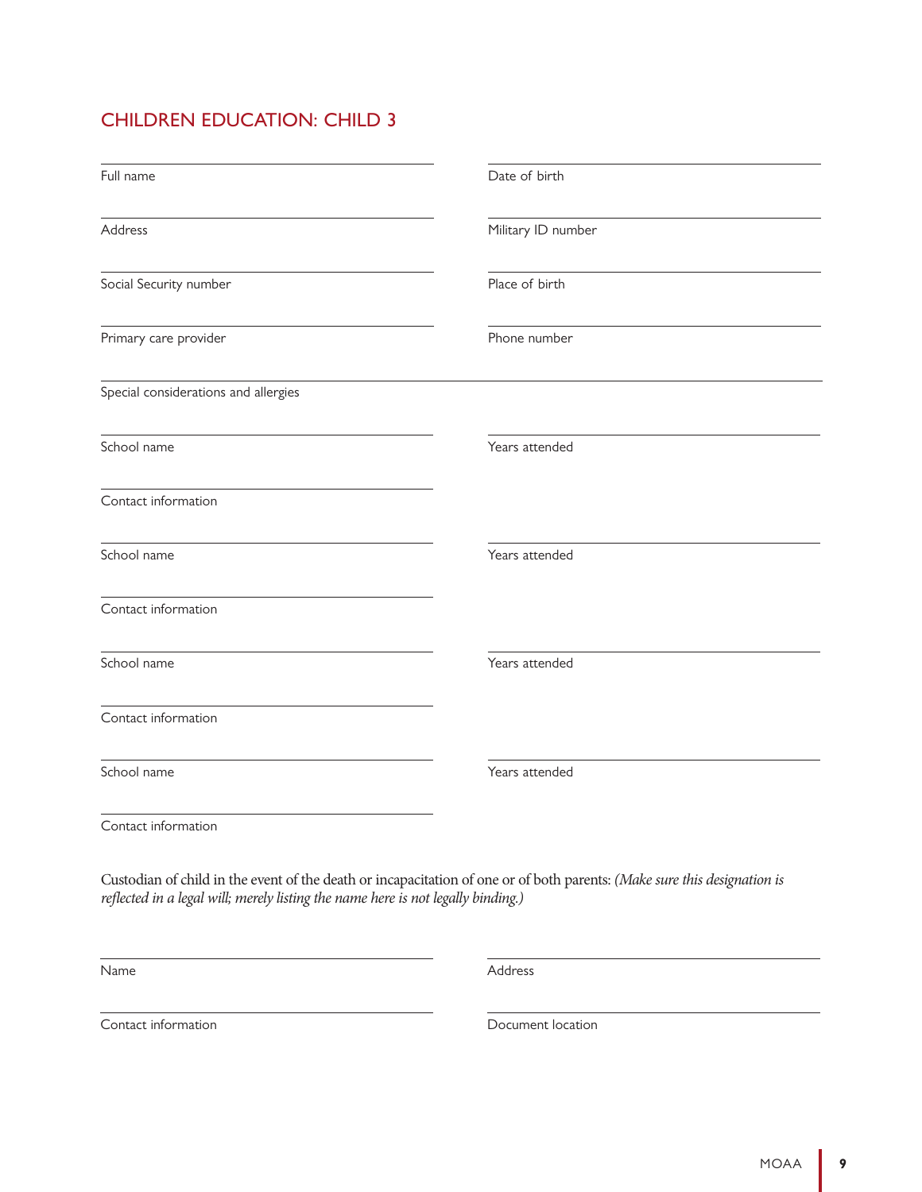## CHILDREN EDUCATION: CHILD 3

Full name

Date of birth

Address

Military ID number

Social Security number

Place of birth

Primary care provider

Phone number

Special considerations and allergies

School name

Years attended

Contact information

School name

Years attended

Contact information

School name

Years attended

Contact information

School name

Years attended

Contact information

Custodian of child in the event of the death or incapacitation of one or of both parents: *(Make sure this designation is reflected in a legal will; merely listing the name here is not legally binding.)*

Name

Address

Contact information

Document location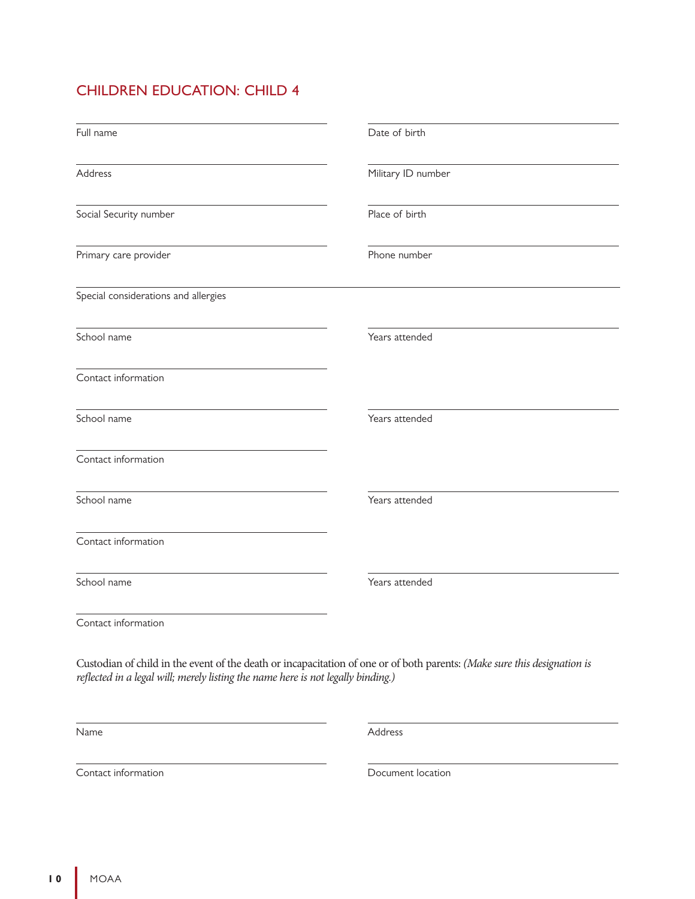## CHILDREN EDUCATION: CHILD 4

Full name

Date of birth

Address

Military ID number

Social Security number

Place of birth

Primary care provider

Phone number

Special considerations and allergies

School name

Years attended

Contact information

School name

Years attended

Contact information

School name

Years attended

Contact information

School name

Years attended

Contact information

Custodian of child in the event of the death or incapacitation of one or of both parents: *(Make sure this designation is reflected in a legal will; merely listing the name here is not legally binding.)*

Name

Address

Contact information

Document location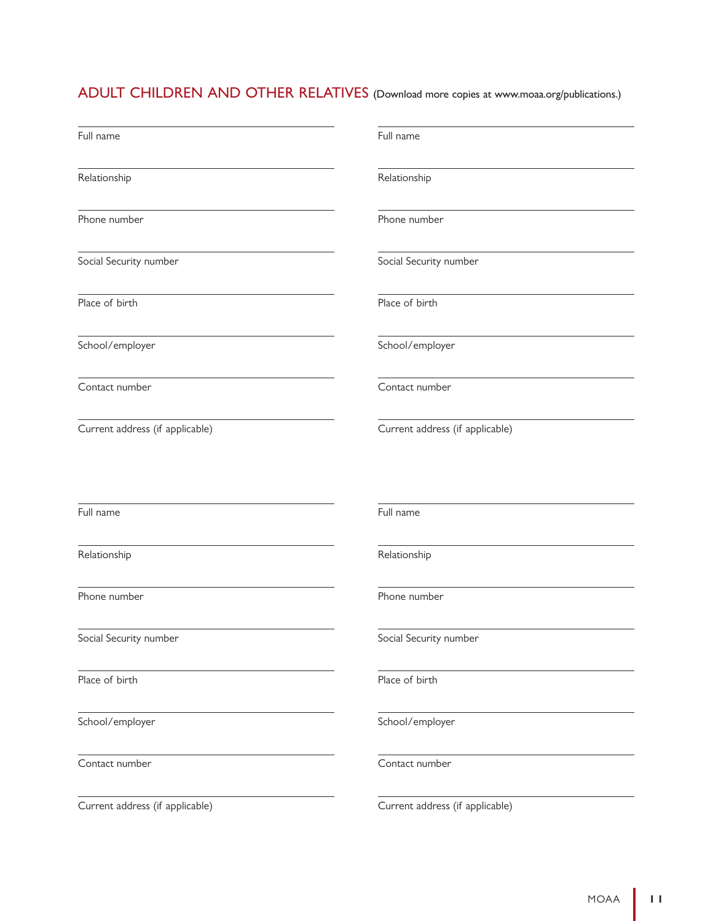## ADULT CHILDREN AND OTHER RELATIVES (Download more copies at www.moaa.org/publications.)

Full name

Relationship

Phone number

Social Security number

Place of birth

School/employer

Contact number

Current address (if applicable)

Full name

Relationship

Phone number

Social Security number

Place of birth

School/employer

Contact number

Current address (if applicable)

Full name

Relationship

Phone number

Social Security number

Place of birth

School/employer

Contact number

Current address (if applicable)

Full name

Relationship

Phone number

Social Security number

Place of birth

School/employer

Contact number

Current address (if applicable)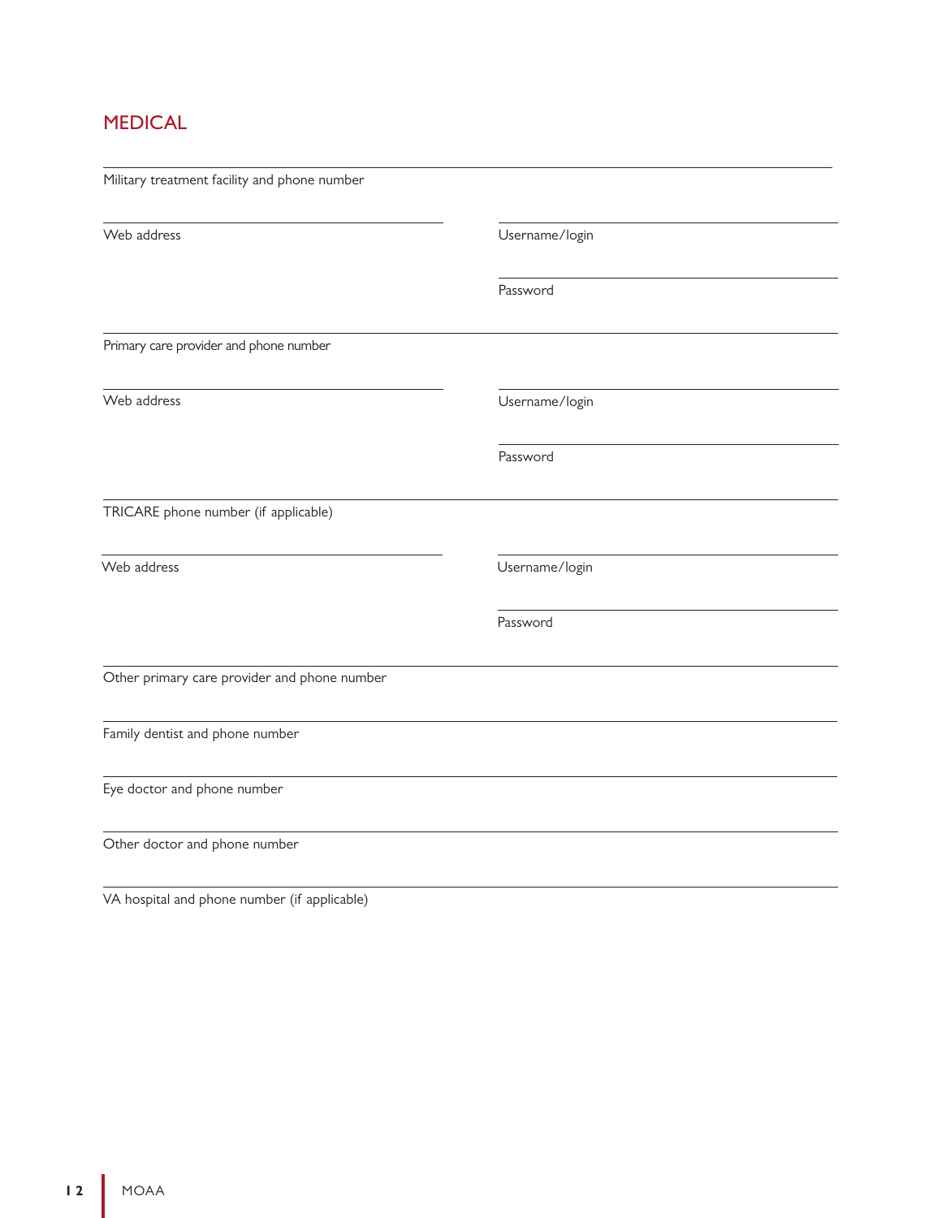## MEDICAL

Military treatment facility and phone number

Web address

Username/login

Password

Primary care provider and phone number

Web address

Username/login

Password

TRICARE phone number (if applicable)

Web address

Username/login

Password

Other primary care provider and phone number

Family dentist and phone number

Eye doctor and phone number

Other doctor and phone number

VA hospital and phone number (if applicable)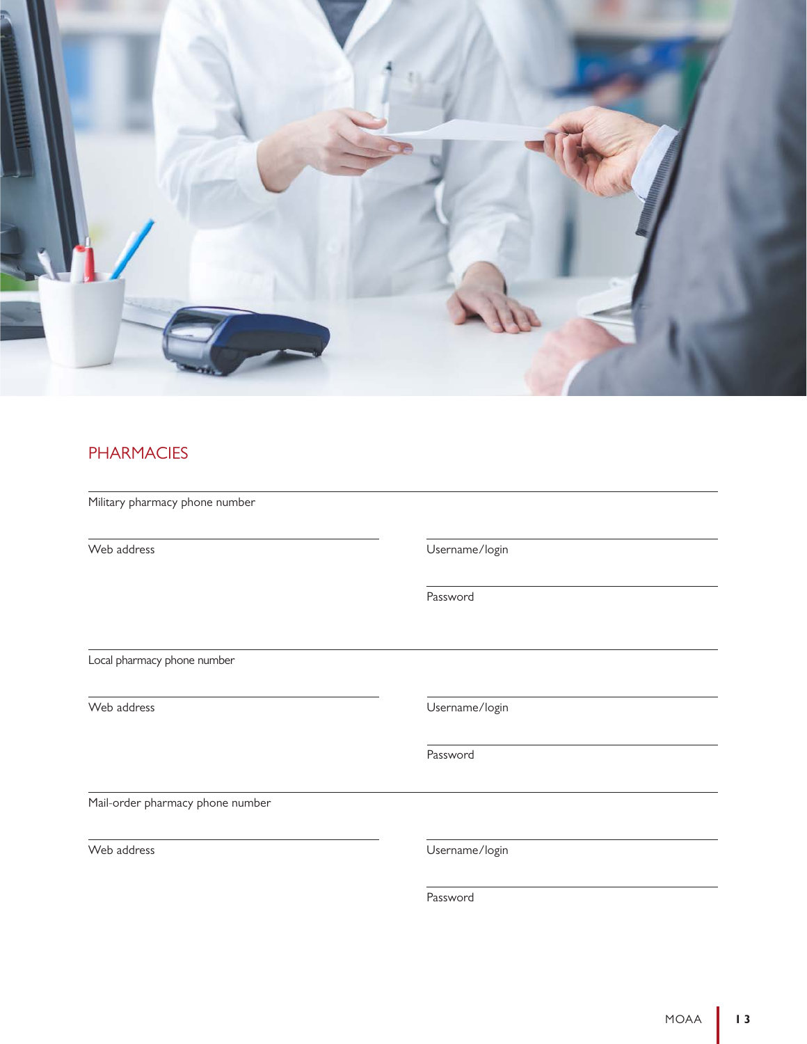## PHARMACIES

Military pharmacy phone number

Web address

Username/login

Password

Local pharmacy phone number

Web address

Username/login

Password

Mail-order pharmacy phone number

Web address

Username/login

Password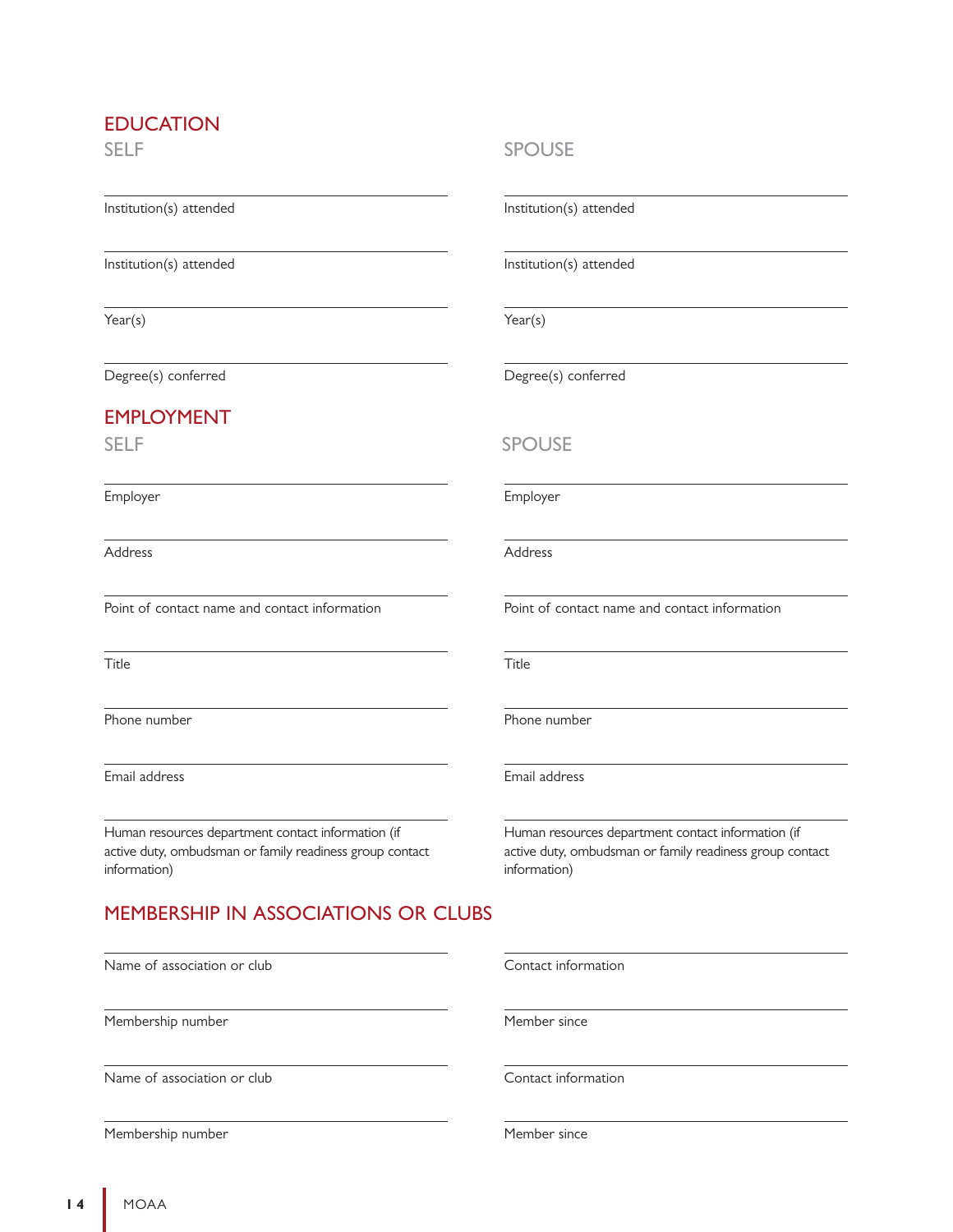## EDUCATION

### SELF

Institution(s) attended

Institution(s) attended

Year(s)

Degree(s) conferred

### SPOUSE

Institution(s) attended

Institution(s) attended

Year(s)

Degree(s) conferred

## EMPLOYMENT

### SELF

Employer

Address

Point of contact name and contact information

Title

Phone number

Email address

Human resources department contact information (if active duty, ombudsman or family readiness group contact information)

### SPOUSE

Employer

Address

Point of contact name and contact information

Title

Phone number

Email address

Human resources department contact information (if active duty, ombudsman or family readiness group contact information)

## MEMBERSHIP IN ASSOCIATIONS OR CLUBS

Name of association or club

Contact information

Membership number

Member since

Name of association or club

Contact information

Membership number

Member since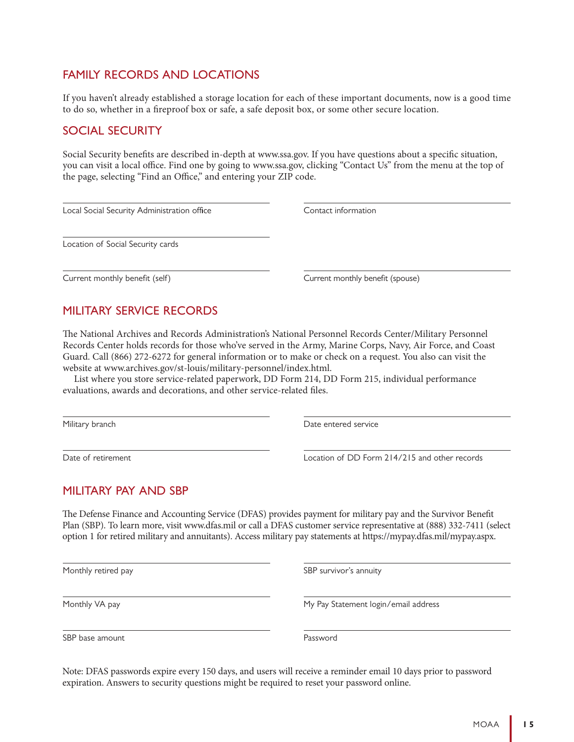## FAMILY RECORDS AND LOCATIONS

If you haven't already established a storage location for each of these important documents, now is a good time to do so, whether in a fireproof box or safe, a safe deposit box, or some other secure location.

## SOCIAL SECURITY

Social Security benefits are described in-depth at www.ssa.gov. If you have questions about a specific situation, you can visit a local office. Find one by going to www.ssa.gov, clicking "Contact Us" from the menu at the top of the page, selecting "Find an Office," and entering your ZIP code.

| | |
|---|---|
| Local Social Security Administration office | Contact information |
| Location of Social Security cards | |
| Current monthly benefit (self) | Current monthly benefit (spouse) |

## MILITARY SERVICE RECORDS

The National Archives and Records Administration's National Personnel Records Center/Military Personnel Records Center holds records for those who've served in the Army, Marine Corps, Navy, Air Force, and Coast Guard. Call (866) 272-6272 for general information or to make or check on a request. You also can visit the website at www.archives.gov/st-louis/military-personnel/index.html.

List where you store service-related paperwork, DD Form 214, DD Form 215, individual performance evaluations, awards and decorations, and other service-related files.

| | |
|---|---|
| Military branch | Date entered service |
| Date of retirement | Location of DD Form 214/215 and other records |

## MILITARY PAY AND SBP

The Defense Finance and Accounting Service (DFAS) provides payment for military pay and the Survivor Benefit Plan (SBP). To learn more, visit www.dfas.mil or call a DFAS customer service representative at (888) 332-7411 (select option 1 for retired military and annuitants). Access military pay statements at https://mypay.dfas.mil/mypay.aspx.

| | |
|---|---|
| Monthly retired pay | SBP survivor's annuity |
| Monthly VA pay | My Pay Statement login/email address |
| SBP base amount | Password |

Note: DFAS passwords expire every 150 days, and users will receive a reminder email 10 days prior to password expiration. Answers to security questions might be required to reset your password online.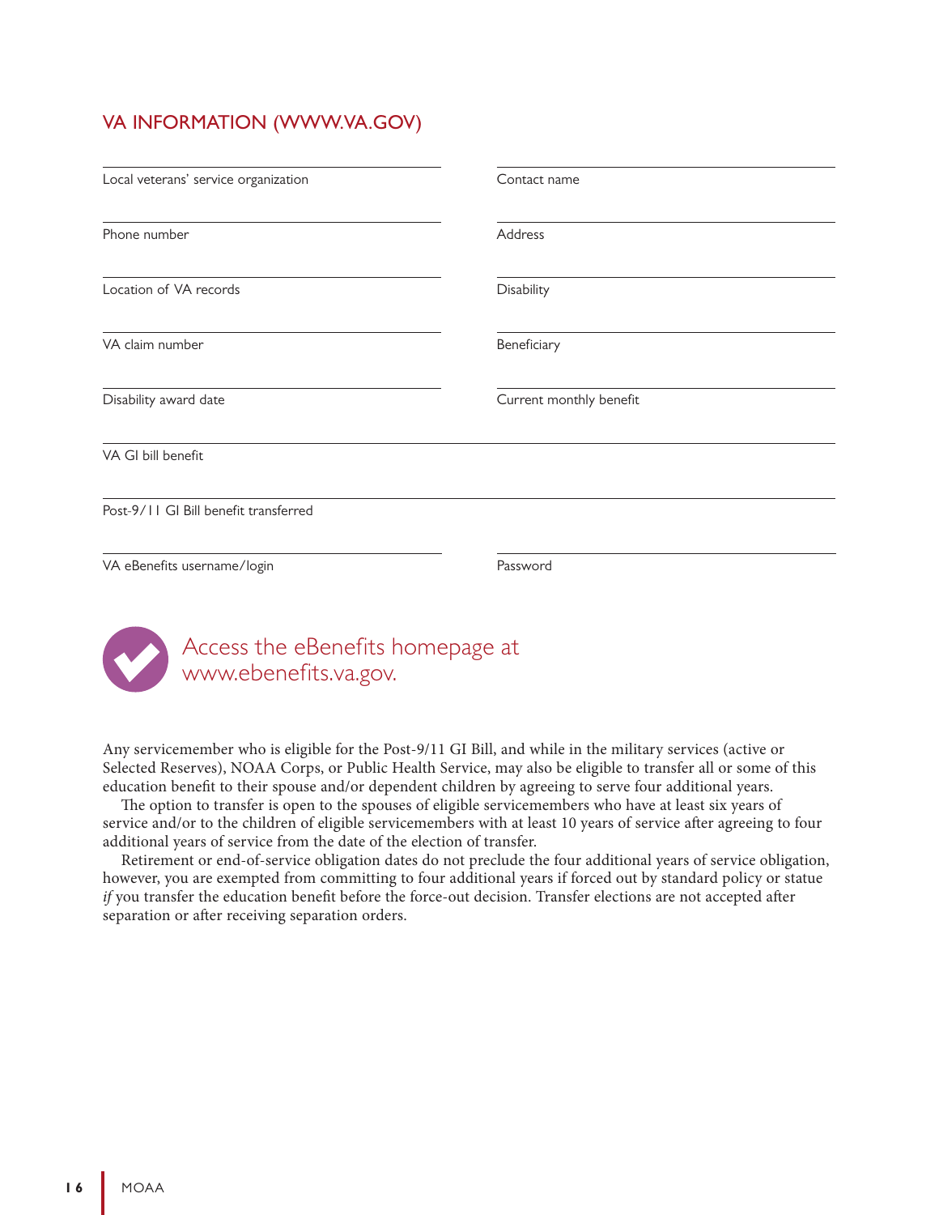## VA INFORMATION (WWW.VA.GOV)

Local veterans' service organization ______________________

Contact name ______________________

Phone number ______________________

Address ______________________

Location of VA records ______________________

Disability ______________________

VA claim number ______________________

Beneficiary ______________________

Disability award date ______________________

Current monthly benefit ______________________

VA GI bill benefit ______________________

Post-9/11 GI Bill benefit transferred ______________________

VA eBenefits username/login ______________________

Password ______________________

Access the eBenefits homepage at www.ebenefits.va.gov.

Any servicemember who is eligible for the Post-9/11 GI Bill, and while in the military services (active or Selected Reserves), NOAA Corps, or Public Health Service, may also be eligible to transfer all or some of this education benefit to their spouse and/or dependent children by agreeing to serve four additional years.

The option to transfer is open to the spouses of eligible servicemembers who have at least six years of service and/or to the children of eligible servicemembers with at least 10 years of service after agreeing to four additional years of service from the date of the election of transfer.

Retirement or end-of-service obligation dates do not preclude the four additional years of service obligation, however, you are exempted from committing to four additional years if forced out by standard policy or statue *if* you transfer the education benefit before the force-out decision. Transfer elections are not accepted after separation or after receiving separation orders.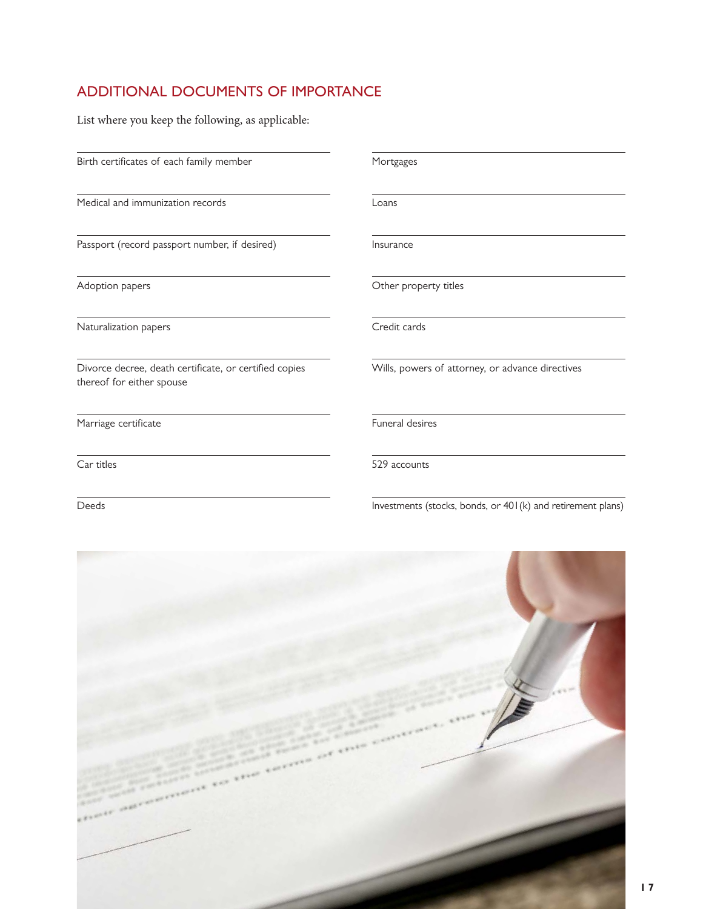## ADDITIONAL DOCUMENTS OF IMPORTANCE

List where you keep the following, as applicable:

Birth certificates of each family member

Medical and immunization records

Passport (record passport number, if desired)

Adoption papers

Naturalization papers

Divorce decree, death certificate, or certified copies thereof for either spouse

Marriage certificate

Car titles

Deeds

Mortgages

Loans

Insurance

Other property titles

Credit cards

Wills, powers of attorney, or advance directives

Funeral desires

529 accounts

Investments (stocks, bonds, or 401(k) and retirement plans)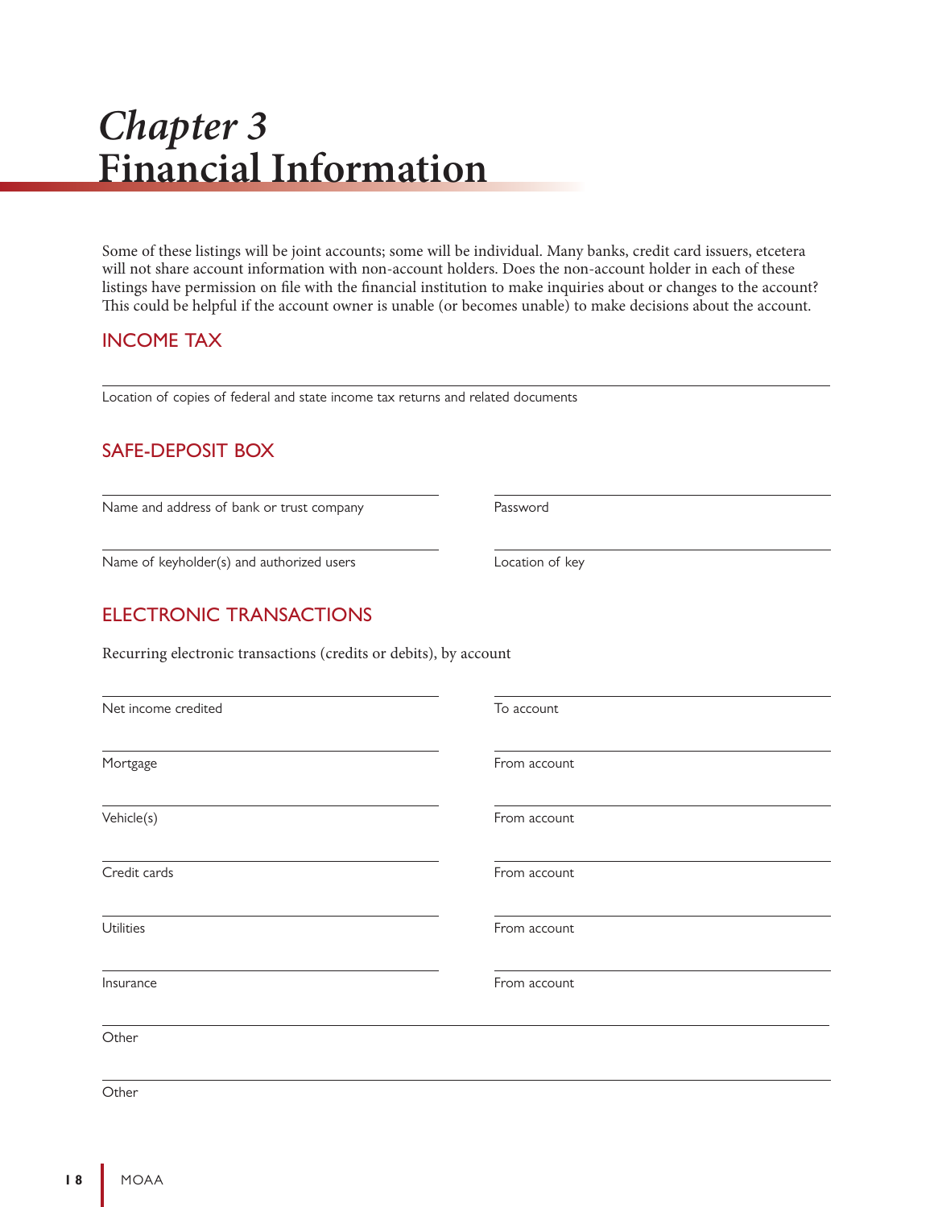# *Chapter 3*
# Financial Information

Some of these listings will be joint accounts; some will be individual. Many banks, credit card issuers, etcetera will not share account information with non-account holders. Does the non-account holder in each of these listings have permission on file with the financial institution to make inquiries about or changes to the account? This could be helpful if the account owner is unable (or becomes unable) to make decisions about the account.

## INCOME TAX

Location of copies of federal and state income tax returns and related documents

## SAFE-DEPOSIT BOX

Name and address of bank or trust company

Password

Name of keyholder(s) and authorized users

Location of key

## ELECTRONIC TRANSACTIONS

Recurring electronic transactions (credits or debits), by account

Net income credited

To account

Mortgage

From account

Vehicle(s)

From account

Credit cards

From account

Utilities

From account

Insurance

From account

Other

Other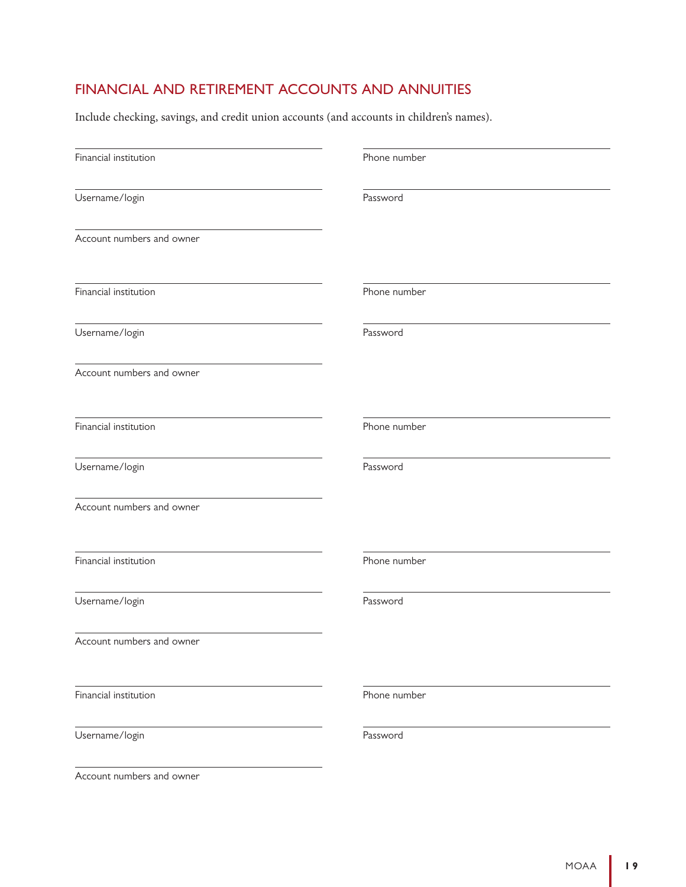## FINANCIAL AND RETIREMENT ACCOUNTS AND ANNUITIES

Include checking, savings, and credit union accounts (and accounts in children's names).

Financial institution ______________________ Phone number ______________________

Username/login ______________________ Password ______________________

Account numbers and owner ______________________

Financial institution ______________________ Phone number ______________________

Username/login ______________________ Password ______________________

Account numbers and owner ______________________

Financial institution ______________________ Phone number ______________________

Username/login ______________________ Password ______________________

Account numbers and owner ______________________

Financial institution ______________________ Phone number ______________________

Username/login ______________________ Password ______________________

Account numbers and owner ______________________

Financial institution ______________________ Phone number ______________________

Username/login ______________________ Password ______________________

Account numbers and owner ______________________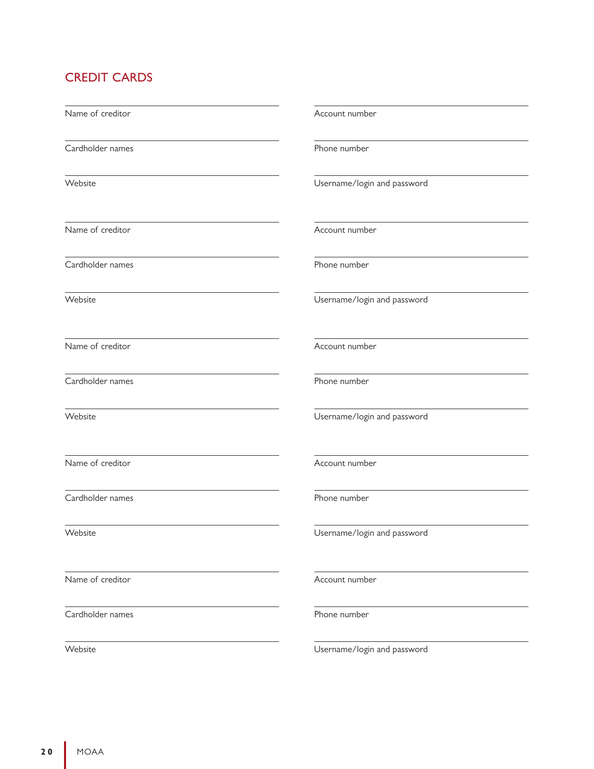## CREDIT CARDS

Name of creditor

Account number

Cardholder names

Phone number

Website

Username/login and password

Name of creditor

Account number

Cardholder names

Phone number

Website

Username/login and password

Name of creditor

Account number

Cardholder names

Phone number

Website

Username/login and password

Name of creditor

Account number

Cardholder names

Phone number

Website

Username/login and password

Name of creditor

Account number

Cardholder names

Phone number

Website

Username/login and password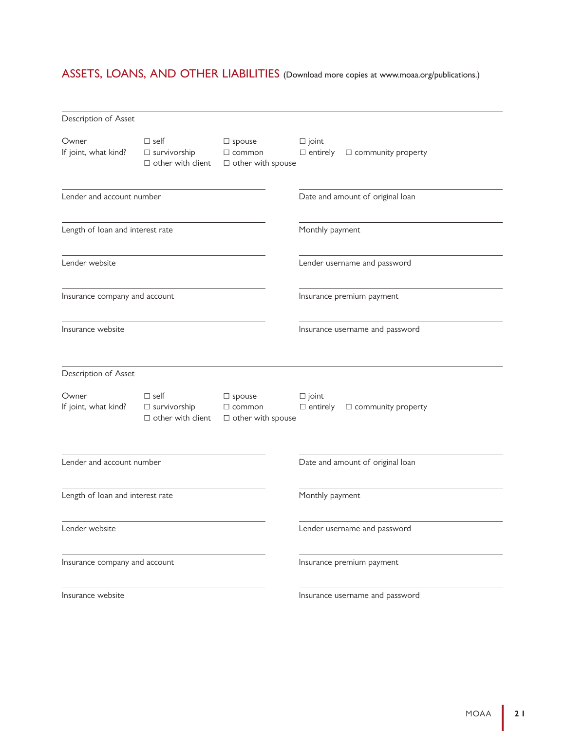## ASSETS, LOANS, AND OTHER LIABILITIES (Download more copies at www.moaa.org/publications.)

Description of Asset

Owner ☐ self ☐ spouse ☐ joint

If joint, what kind? ☐ survivorship ☐ common ☐ entirely ☐ community property ☐ other with client ☐ other with spouse

| | |
|---|---|
| Lender and account number | Date and amount of original loan |
| Length of loan and interest rate | Monthly payment |
| Lender website | Lender username and password |
| Insurance company and account | Insurance premium payment |
| Insurance website | Insurance username and password |

Description of Asset

Owner ☐ self ☐ spouse ☐ joint

If joint, what kind? ☐ survivorship ☐ common ☐ entirely ☐ community property ☐ other with client ☐ other with spouse

| | |
|---|---|
| Lender and account number | Date and amount of original loan |
| Length of loan and interest rate | Monthly payment |
| Lender website | Lender username and password |
| Insurance company and account | Insurance premium payment |
| Insurance website | Insurance username and password |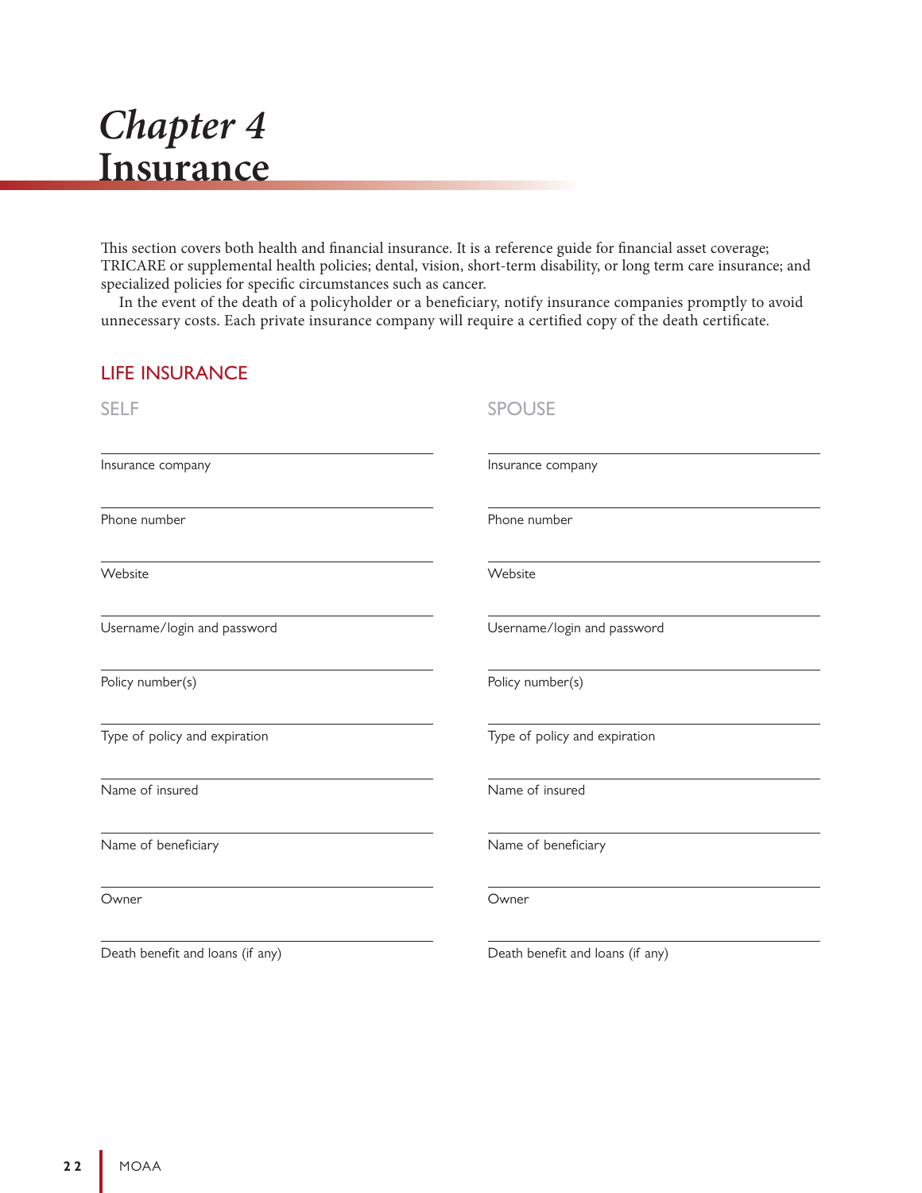// Chapter 4

# Insurance

This section covers both health and financial insurance. It is a reference guide for financial asset coverage; TRICARE or supplemental health policies; dental, vision, short-term disability, or long term care insurance; and specialized policies for specific circumstances such as cancer.

In the event of the death of a policyholder or a beneficiary, notify insurance companies promptly to avoid unnecessary costs. Each private insurance company will require a certified copy of the death certificate.

## LIFE INSURANCE

### SELF

Insurance company

Phone number

Website

Username/login and password

Policy number(s)

Type of policy and expiration

Name of insured

Name of beneficiary

Owner

Death benefit and loans (if any)

### SPOUSE

Insurance company

Phone number

Website

Username/login and password

Policy number(s)

Type of policy and expiration

Name of insured

Name of beneficiary

Owner

Death benefit and loans (if any)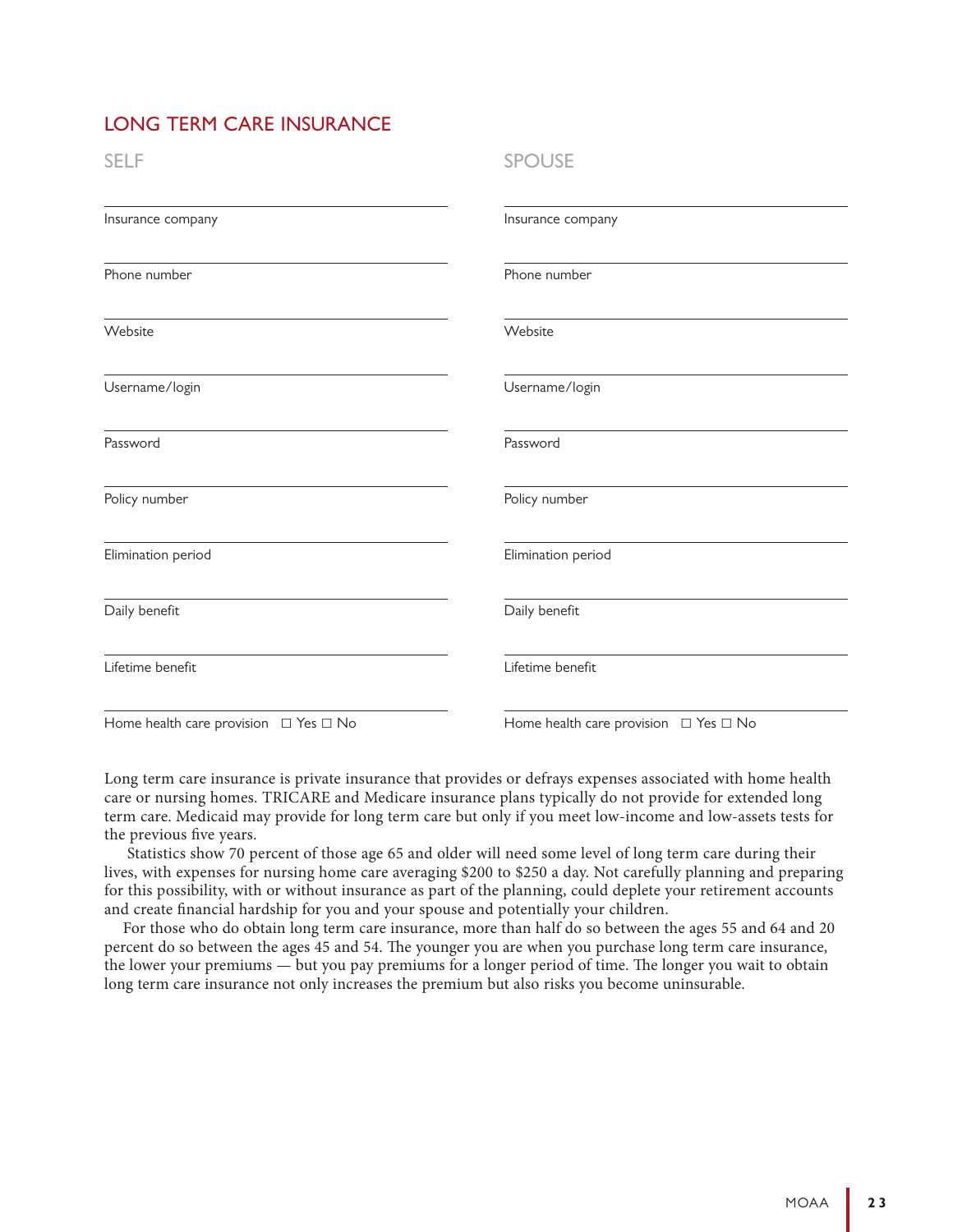## LONG TERM CARE INSURANCE

| SELF | SPOUSE |
| --- | --- |
| Insurance company | Insurance company |
| Phone number | Phone number |
| Website | Website |
| Username/login | Username/login |
| Password | Password |
| Policy number | Policy number |
| Elimination period | Elimination period |
| Daily benefit | Daily benefit |
| Lifetime benefit | Lifetime benefit |
| Home health care provision ☐ Yes ☐ No | Home health care provision ☐ Yes ☐ No |

Long term care insurance is private insurance that provides or defrays expenses associated with home health care or nursing homes. TRICARE and Medicare insurance plans typically do not provide for extended long term care. Medicaid may provide for long term care but only if you meet low-income and low-assets tests for the previous five years.

Statistics show 70 percent of those age 65 and older will need some level of long term care during their lives, with expenses for nursing home care averaging $200 to $250 a day. Not carefully planning and preparing for this possibility, with or without insurance as part of the planning, could deplete your retirement accounts and create financial hardship for you and your spouse and potentially your children.

For those who do obtain long term care insurance, more than half do so between the ages 55 and 64 and 20 percent do so between the ages 45 and 54. The younger you are when you purchase long term care insurance, the lower your premiums — but you pay premiums for a longer period of time. The longer you wait to obtain long term care insurance not only increases the premium but also risks you become uninsurable.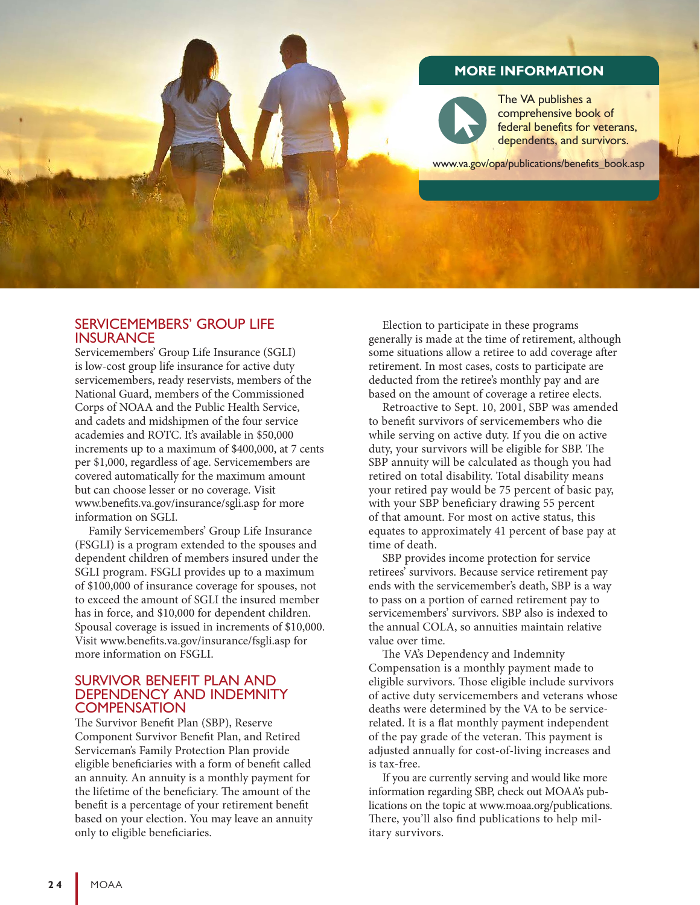## MORE INFORMATION

The VA publishes a comprehensive book of federal benefits for veterans, dependents, and survivors.

www.va.gov/opa/publications/benefits_book.asp

## SERVICEMEMBERS' GROUP LIFE INSURANCE

Servicemembers' Group Life Insurance (SGLI) is low-cost group life insurance for active duty servicemembers, ready reservists, members of the National Guard, members of the Commissioned Corps of NOAA and the Public Health Service, and cadets and midshipmen of the four service academies and ROTC. It's available in $50,000 increments up to a maximum of $400,000, at 7 cents per $1,000, regardless of age. Servicemembers are covered automatically for the maximum amount but can choose lesser or no coverage. Visit www.benefits.va.gov/insurance/sgli.asp for more information on SGLI.

Family Servicemembers' Group Life Insurance (FSGLI) is a program extended to the spouses and dependent children of members insured under the SGLI program. FSGLI provides up to a maximum of $100,000 of insurance coverage for spouses, not to exceed the amount of SGLI the insured member has in force, and $10,000 for dependent children. Spousal coverage is issued in increments of $10,000. Visit www.benefits.va.gov/insurance/fsgli.asp for more information on FSGLI.

## SURVIVOR BENEFIT PLAN AND DEPENDENCY AND INDEMNITY COMPENSATION

The Survivor Benefit Plan (SBP), Reserve Component Survivor Benefit Plan, and Retired Serviceman's Family Protection Plan provide eligible beneficiaries with a form of benefit called an annuity. An annuity is a monthly payment for the lifetime of the beneficiary. The amount of the benefit is a percentage of your retirement benefit based on your election. You may leave an annuity only to eligible beneficiaries.

Election to participate in these programs generally is made at the time of retirement, although some situations allow a retiree to add coverage after retirement. In most cases, costs to participate are deducted from the retiree's monthly pay and are based on the amount of coverage a retiree elects.

Retroactive to Sept. 10, 2001, SBP was amended to benefit survivors of servicemembers who die while serving on active duty. If you die on active duty, your survivors will be eligible for SBP. The SBP annuity will be calculated as though you had retired on total disability. Total disability means your retired pay would be 75 percent of basic pay, with your SBP beneficiary drawing 55 percent of that amount. For most on active status, this equates to approximately 41 percent of base pay at time of death.

SBP provides income protection for service retirees' survivors. Because service retirement pay ends with the servicemember's death, SBP is a way to pass on a portion of earned retirement pay to servicemembers' survivors. SBP also is indexed to the annual COLA, so annuities maintain relative value over time.

The VA's Dependency and Indemnity Compensation is a monthly payment made to eligible survivors. Those eligible include survivors of active duty servicemembers and veterans whose deaths were determined by the VA to be service-related. It is a flat monthly payment independent of the pay grade of the veteran. This payment is adjusted annually for cost-of-living increases and is tax-free.

If you are currently serving and would like more information regarding SBP, check out MOAA's publications on the topic at www.moaa.org/publications. There, you'll also find publications to help military survivors.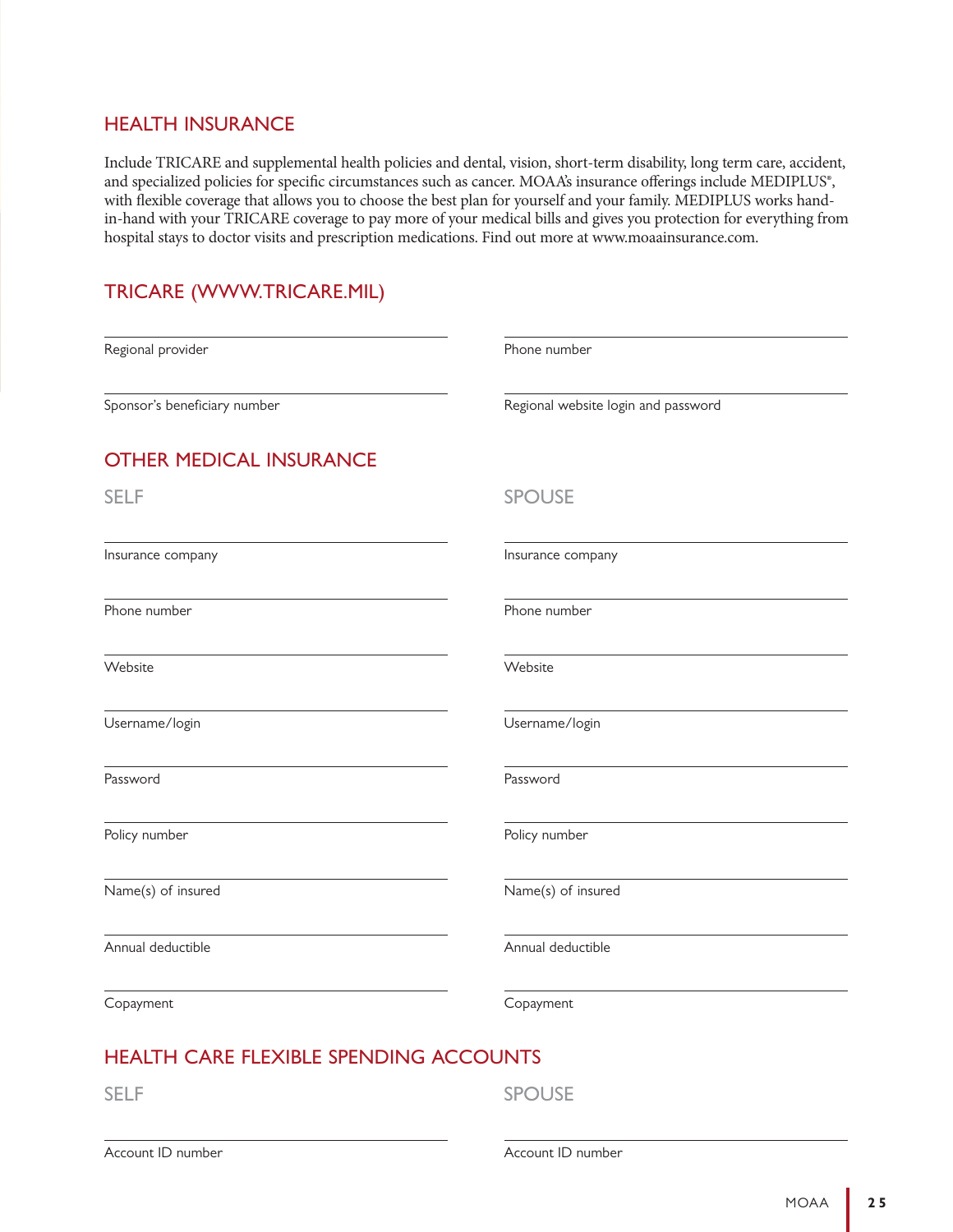## HEALTH INSURANCE

Include TRICARE and supplemental health policies and dental, vision, short-term disability, long term care, accident, and specialized policies for specific circumstances such as cancer. MOAA's insurance offerings include MEDIPLUS®, with flexible coverage that allows you to choose the best plan for yourself and your family. MEDIPLUS works hand-in-hand with your TRICARE coverage to pay more of your medical bills and gives you protection for everything from hospital stays to doctor visits and prescription medications. Find out more at www.moaainsurance.com.

## TRICARE (WWW.TRICARE.MIL)

| | |
|---|---|
| Regional provider | Phone number |
| Sponsor's beneficiary number | Regional website login and password |

## OTHER MEDICAL INSURANCE

| SELF | SPOUSE |
|---|---|
| Insurance company | Insurance company |
| Phone number | Phone number |
| Website | Website |
| Username/login | Username/login |
| Password | Password |
| Policy number | Policy number |
| Name(s) of insured | Name(s) of insured |
| Annual deductible | Annual deductible |
| Copayment | Copayment |

## HEALTH CARE FLEXIBLE SPENDING ACCOUNTS

| SELF | SPOUSE |
|---|---|
| Account ID number | Account ID number |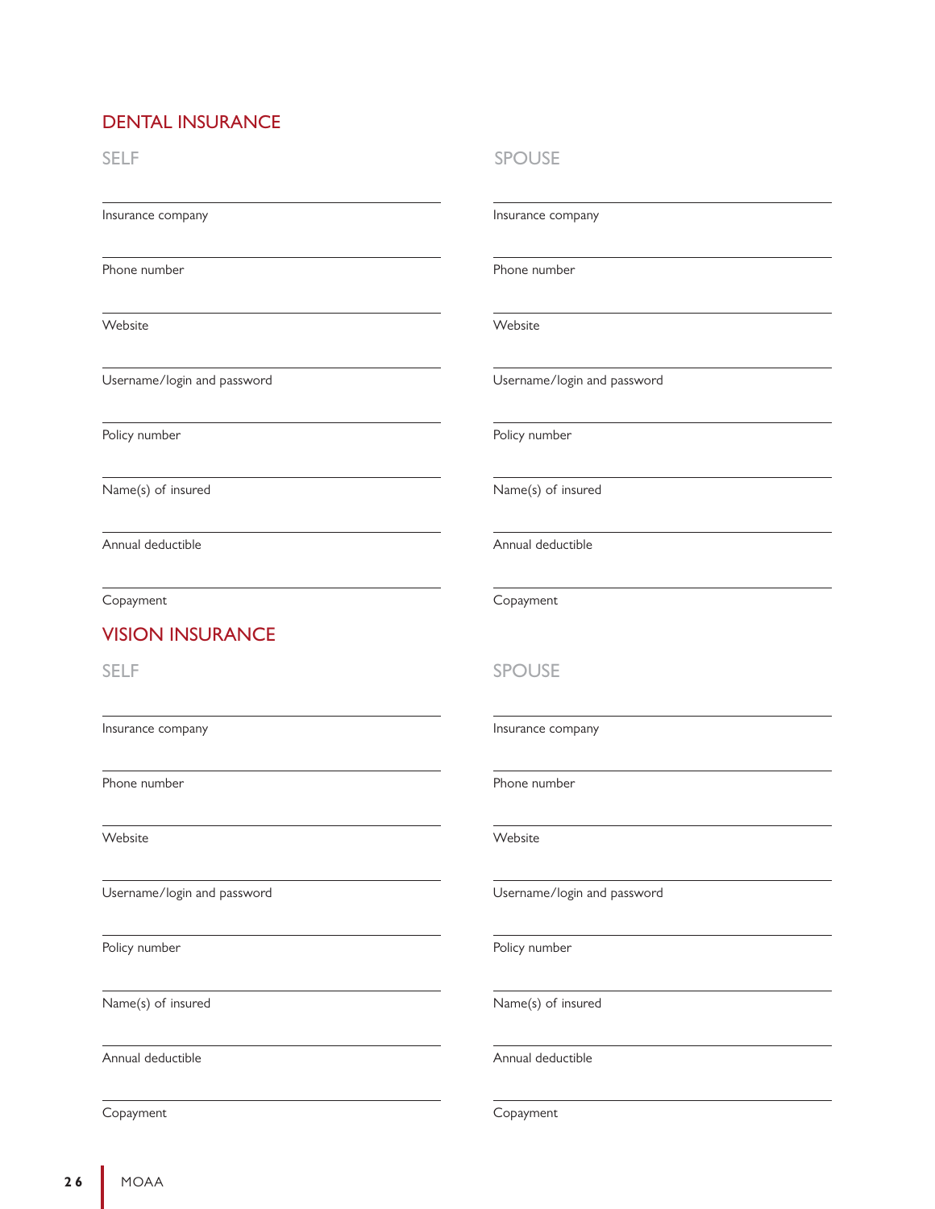## DENTAL INSURANCE

### SELF

Insurance company

Phone number

Website

Username/login and password

Policy number

Name(s) of insured

Annual deductible

Copayment

### SPOUSE

Insurance company

Phone number

Website

Username/login and password

Policy number

Name(s) of insured

Annual deductible

Copayment

## VISION INSURANCE

### SELF

Insurance company

Phone number

Website

Username/login and password

Policy number

Name(s) of insured

Annual deductible

Copayment

### SPOUSE

Insurance company

Phone number

Website

Username/login and password

Policy number

Name(s) of insured

Annual deductible

Copayment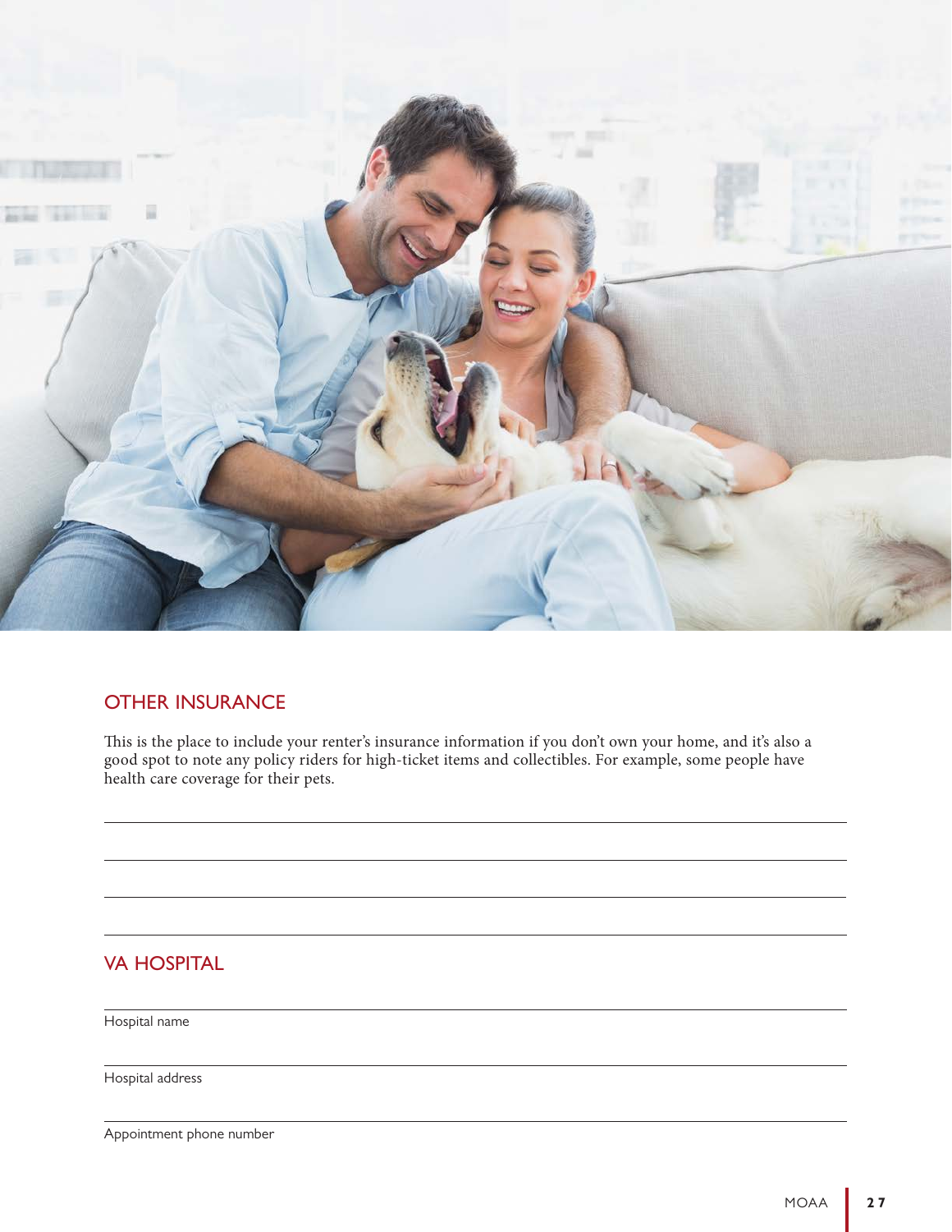## OTHER INSURANCE

This is the place to include your renter's insurance information if you don't own your home, and it's also a good spot to note any policy riders for high-ticket items and collectibles. For example, some people have health care coverage for their pets.

## VA HOSPITAL

Hospital name

Hospital address

Appointment phone number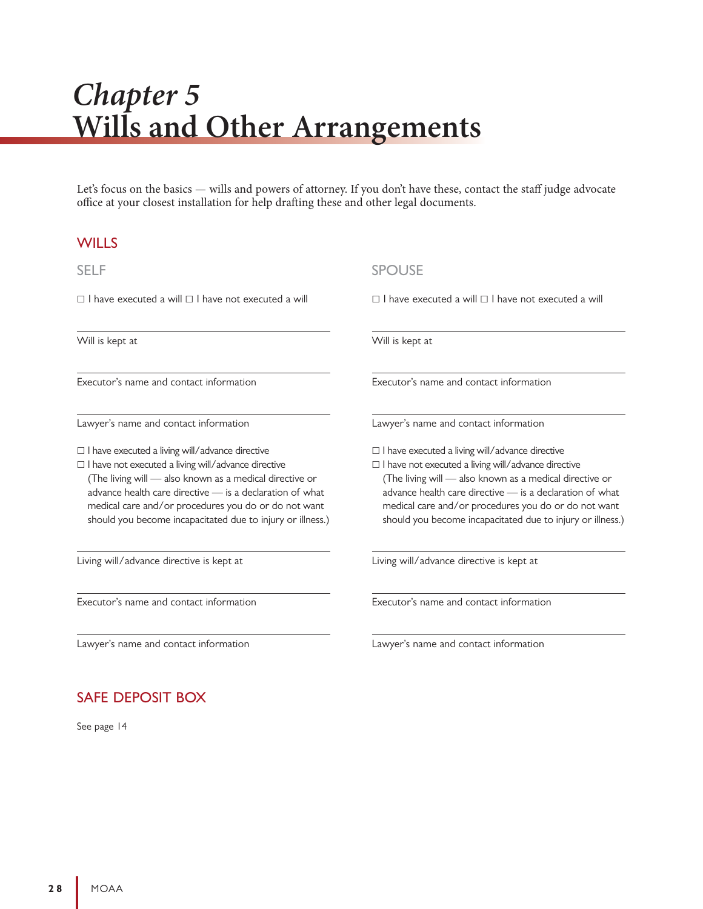# *Chapter 5*
# Wills and Other Arrangements

Let's focus on the basics — wills and powers of attorney. If you don't have these, contact the staff judge advocate office at your closest installation for help drafting these and other legal documents.

## WILLS

### SELF

☐ I have executed a will ☐ I have not executed a will

Will is kept at

Executor's name and contact information

Lawyer's name and contact information

☐ I have executed a living will/advance directive
☐ I have not executed a living will/advance directive
(The living will — also known as a medical directive or advance health care directive — is a declaration of what medical care and/or procedures you do or do not want should you become incapacitated due to injury or illness.)

Living will/advance directive is kept at

Executor's name and contact information

Lawyer's name and contact information

### SPOUSE

☐ I have executed a will ☐ I have not executed a will

Will is kept at

Executor's name and contact information

Lawyer's name and contact information

☐ I have executed a living will/advance directive
☐ I have not executed a living will/advance directive
(The living will — also known as a medical directive or advance health care directive — is a declaration of what medical care and/or procedures you do or do not want should you become incapacitated due to injury or illness.)

Living will/advance directive is kept at

Executor's name and contact information

Lawyer's name and contact information

## SAFE DEPOSIT BOX

See page 14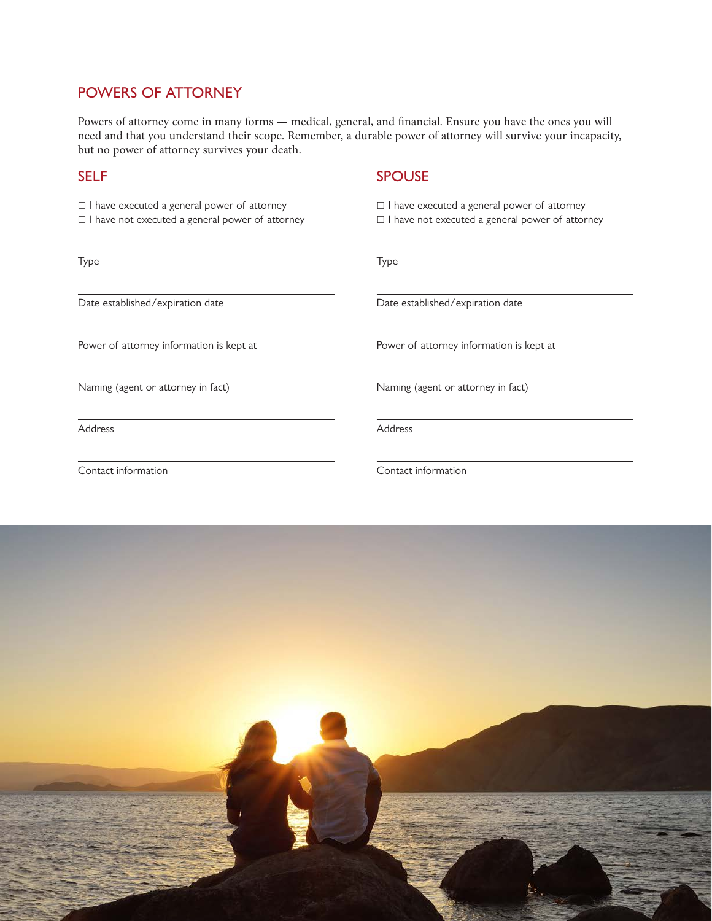## POWERS OF ATTORNEY

Powers of attorney come in many forms — medical, general, and financial. Ensure you have the ones you will need and that you understand their scope. Remember, a durable power of attorney will survive your incapacity, but no power of attorney survives your death.

### SELF

☐ I have executed a general power of attorney
☐ I have not executed a general power of attorney

Type

Date established/expiration date

Power of attorney information is kept at

Naming (agent or attorney in fact)

Address

Contact information

### SPOUSE

☐ I have executed a general power of attorney
☐ I have not executed a general power of attorney

Type

Date established/expiration date

Power of attorney information is kept at

Naming (agent or attorney in fact)

Address

Contact information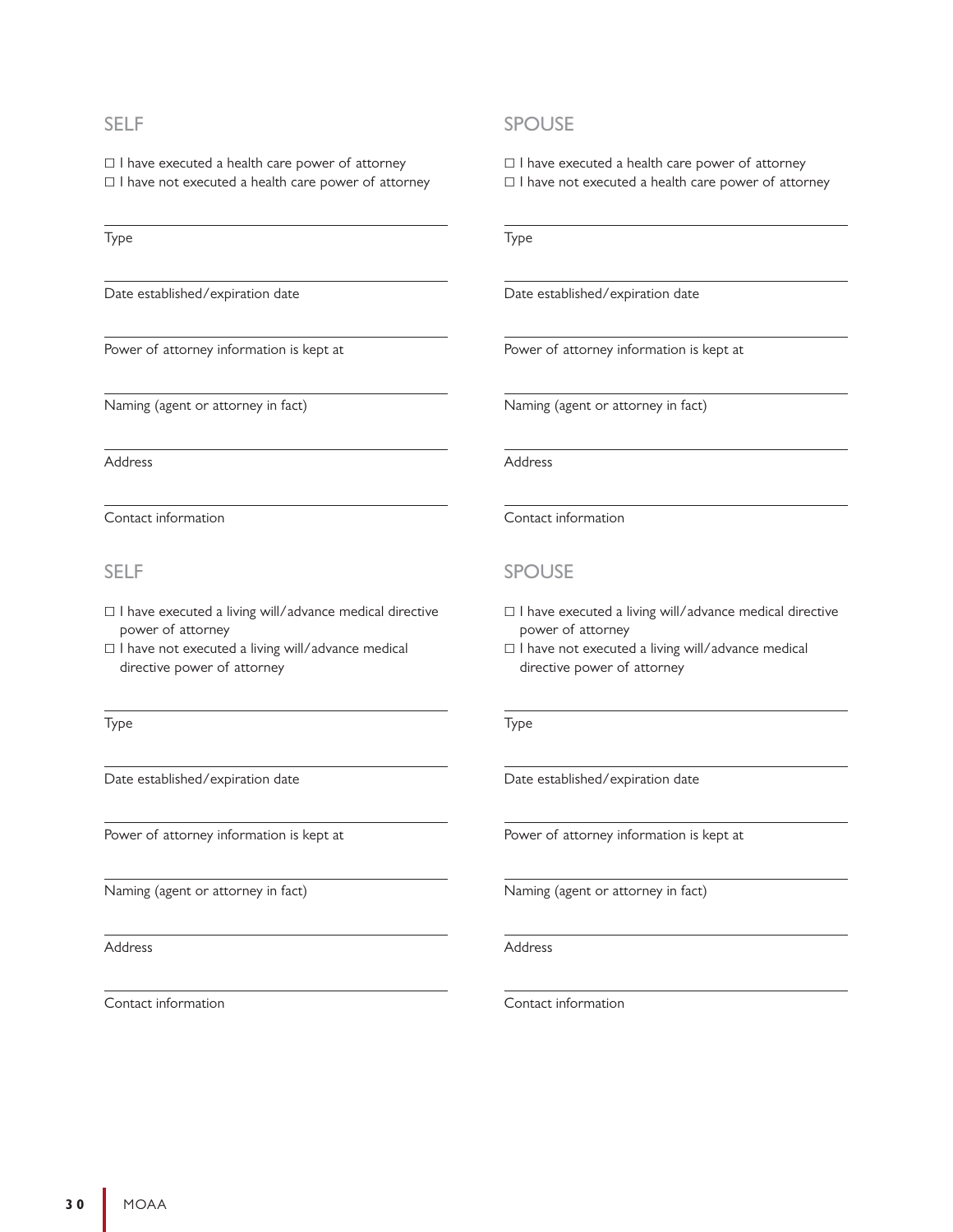## SELF

☐ I have executed a health care power of attorney
☐ I have not executed a health care power of attorney

Type

Date established/expiration date

Power of attorney information is kept at

Naming (agent or attorney in fact)

Address

Contact information

## SPOUSE

☐ I have executed a health care power of attorney
☐ I have not executed a health care power of attorney

Type

Date established/expiration date

Power of attorney information is kept at

Naming (agent or attorney in fact)

Address

Contact information

## SELF

☐ I have executed a living will/advance medical directive power of attorney
☐ I have not executed a living will/advance medical directive power of attorney

Type

Date established/expiration date

Power of attorney information is kept at

Naming (agent or attorney in fact)

Address

Contact information

## SPOUSE

☐ I have executed a living will/advance medical directive power of attorney
☐ I have not executed a living will/advance medical directive power of attorney

Type

Date established/expiration date

Power of attorney information is kept at

Naming (agent or attorney in fact)

Address

Contact information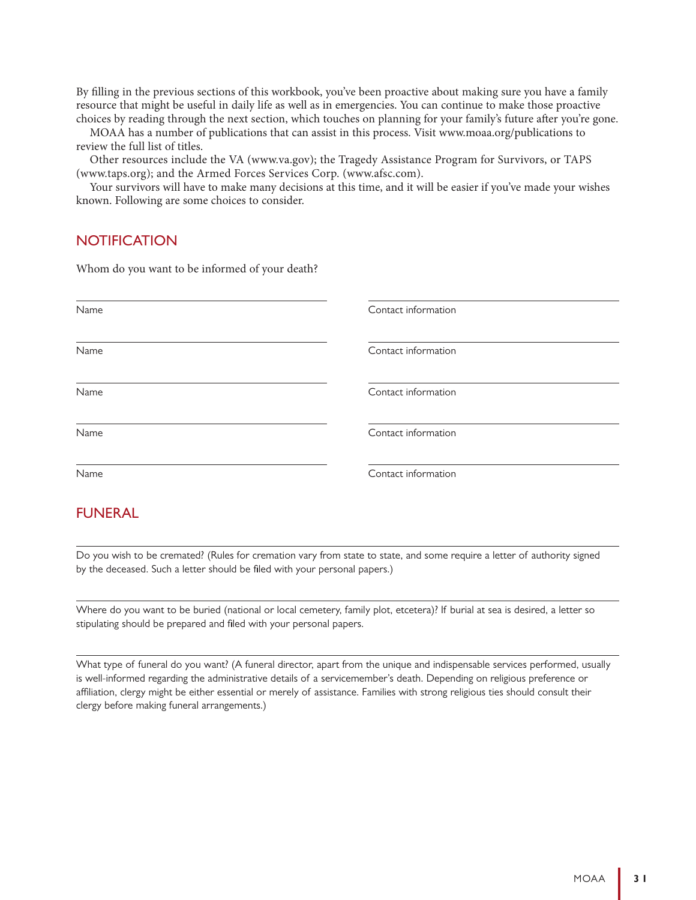By filling in the previous sections of this workbook, you've been proactive about making sure you have a family resource that might be useful in daily life as well as in emergencies. You can continue to make those proactive choices by reading through the next section, which touches on planning for your family's future after you're gone.

MOAA has a number of publications that can assist in this process. Visit www.moaa.org/publications to review the full list of titles.

Other resources include the VA (www.va.gov); the Tragedy Assistance Program for Survivors, or TAPS (www.taps.org); and the Armed Forces Services Corp. (www.afsc.com).

Your survivors will have to make many decisions at this time, and it will be easier if you've made your wishes known. Following are some choices to consider.

## NOTIFICATION

Whom do you want to be informed of your death?

| Name | Contact information |
|---|---|
| Name | Contact information |
| Name | Contact information |
| Name | Contact information |
| Name | Contact information |
| Name | Contact information |

## FUNERAL

Do you wish to be cremated? (Rules for cremation vary from state to state, and some require a letter of authority signed by the deceased. Such a letter should be filed with your personal papers.)

Where do you want to be buried (national or local cemetery, family plot, etcetera)? If burial at sea is desired, a letter so stipulating should be prepared and filed with your personal papers.

What type of funeral do you want? (A funeral director, apart from the unique and indispensable services performed, usually is well-informed regarding the administrative details of a servicemember's death. Depending on religious preference or affiliation, clergy might be either essential or merely of assistance. Families with strong religious ties should consult their clergy before making funeral arrangements.)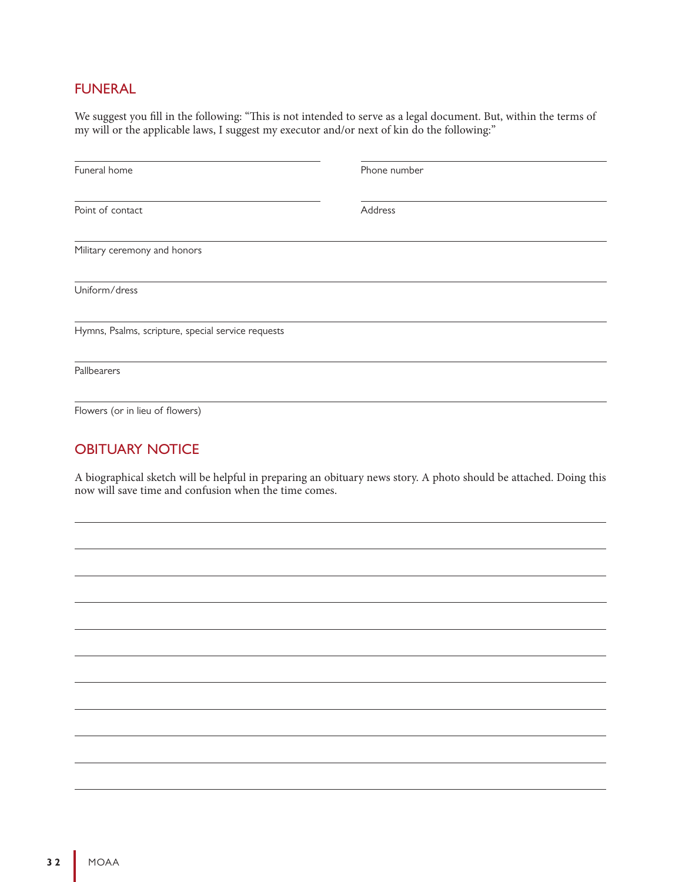## FUNERAL

We suggest you fill in the following: "This is not intended to serve as a legal document. But, within the terms of my will or the applicable laws, I suggest my executor and/or next of kin do the following:"

Funeral home ______________________ Phone number ______________________

Point of contact ______________________ Address ______________________

Military ceremony and honors ______________________

Uniform/dress ______________________

Hymns, Psalms, scripture, special service requests ______________________

Pallbearers ______________________

Flowers (or in lieu of flowers) ______________________

## OBITUARY NOTICE

A biographical sketch will be helpful in preparing an obituary news story. A photo should be attached. Doing this now will save time and confusion when the time comes.

______________________

______________________

______________________

______________________

______________________

______________________

______________________

______________________

______________________

______________________

______________________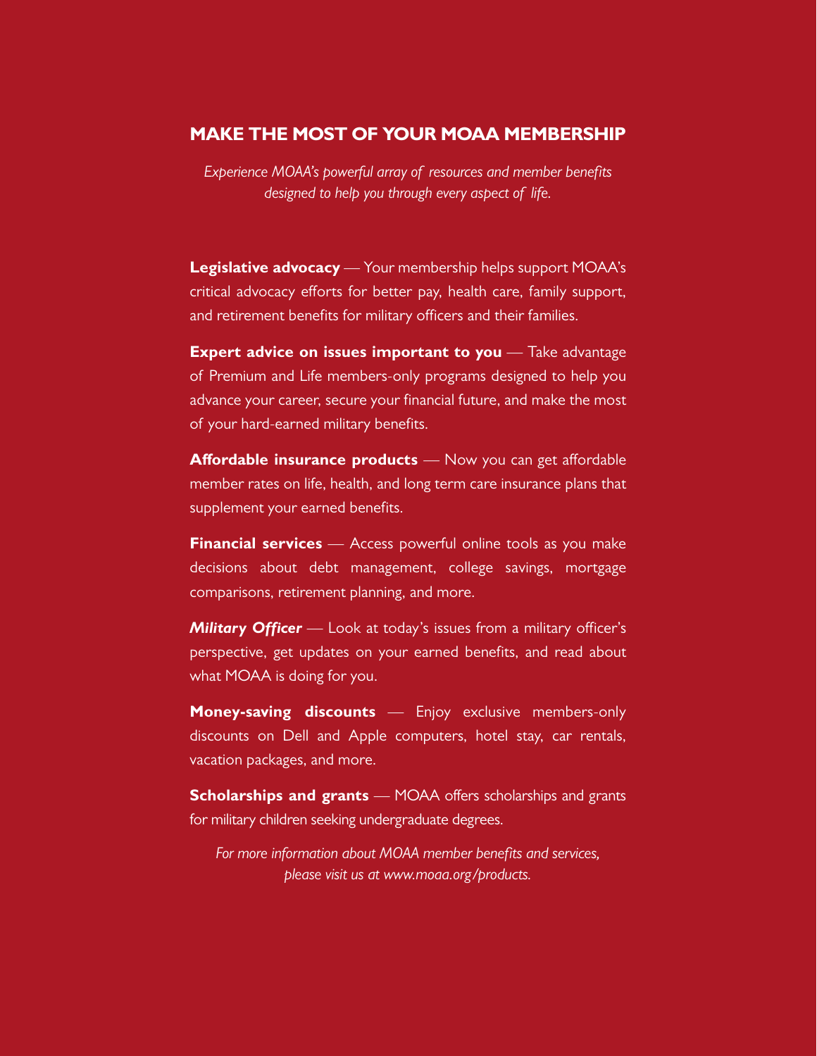## MAKE THE MOST OF YOUR MOAA MEMBERSHIP

*Experience MOAA's powerful array of resources and member benefits designed to help you through every aspect of life.*

**Legislative advocacy** — Your membership helps support MOAA's critical advocacy efforts for better pay, health care, family support, and retirement benefits for military officers and their families.

**Expert advice on issues important to you** — Take advantage of Premium and Life members-only programs designed to help you advance your career, secure your financial future, and make the most of your hard-earned military benefits.

**Affordable insurance products** — Now you can get affordable member rates on life, health, and long term care insurance plans that supplement your earned benefits.

**Financial services** — Access powerful online tools as you make decisions about debt management, college savings, mortgage comparisons, retirement planning, and more.

***Military Officer*** — Look at today's issues from a military officer's perspective, get updates on your earned benefits, and read about what MOAA is doing for you.

**Money-saving discounts** — Enjoy exclusive members-only discounts on Dell and Apple computers, hotel stay, car rentals, vacation packages, and more.

**Scholarships and grants** — MOAA offers scholarships and grants for military children seeking undergraduate degrees.

*For more information about MOAA member benefits and services, please visit us at www.moaa.org/products.*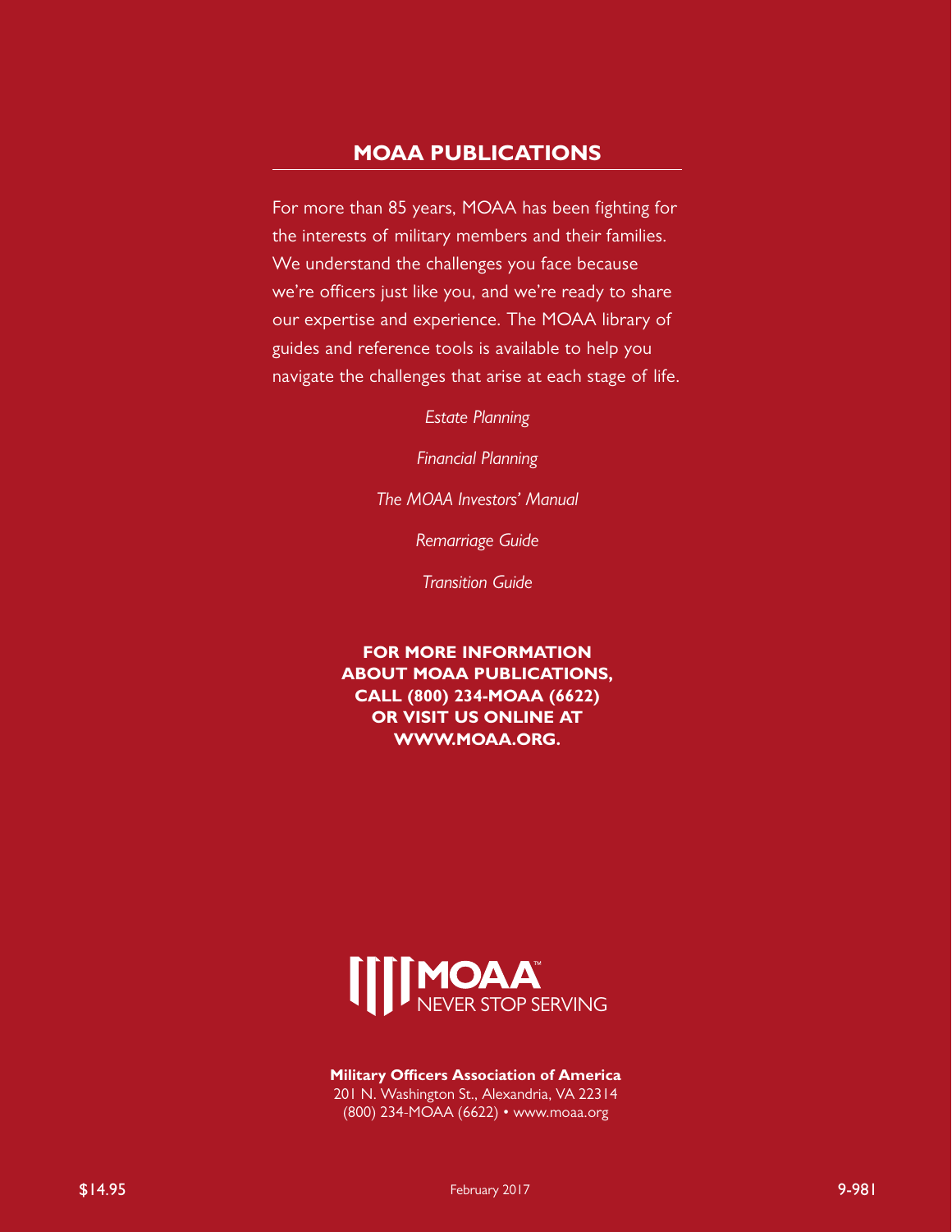## MOAA PUBLICATIONS

For more than 85 years, MOAA has been fighting for the interests of military members and their families. We understand the challenges you face because we're officers just like you, and we're ready to share our expertise and experience. The MOAA library of guides and reference tools is available to help you navigate the challenges that arise at each stage of life.

*Estate Planning*

*Financial Planning*

*The MOAA Investors' Manual*

*Remarriage Guide*

*Transition Guide*

**FOR MORE INFORMATION ABOUT MOAA PUBLICATIONS, CALL (800) 234-MOAA (6622) OR VISIT US ONLINE AT WWW.MOAA.ORG.**

MOAA™
NEVER STOP SERVING

**Military Officers Association of America**
201 N. Washington St., Alexandria, VA 22314
(800) 234-MOAA (6622) • www.moaa.org

$14.95

February 2017

9-981